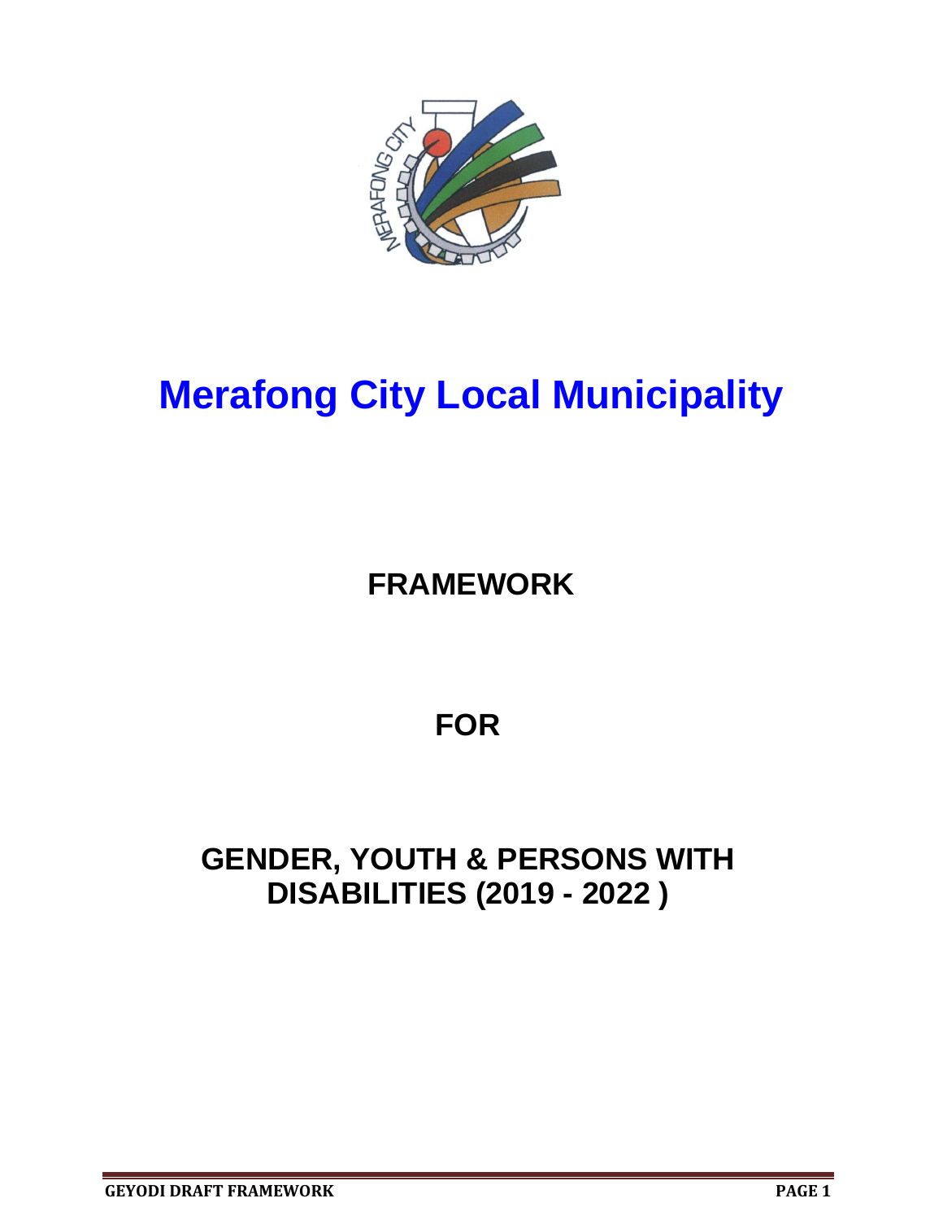# Merafong City Local Municipality

## FRAMEWORK

## FOR

## GENDER, YOUTH & PERSONS WITH DISABILITIES (2019 - 2022 )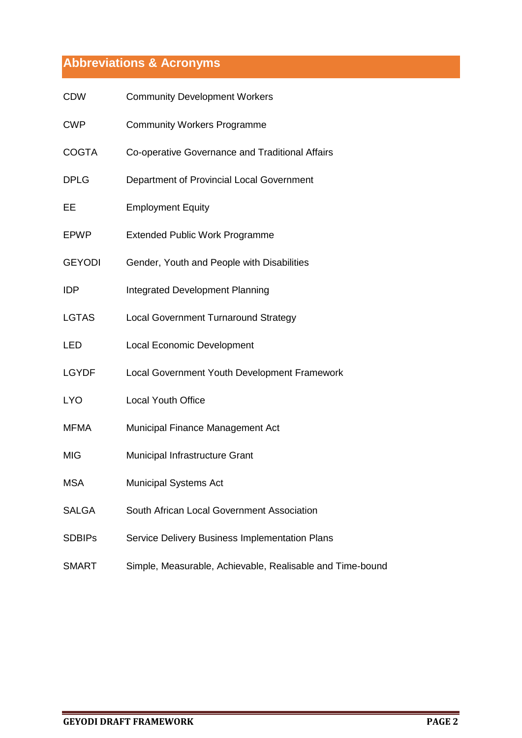## Abbreviations & Acronyms

| | |
|---|---|
| CDW | Community Development Workers |
| CWP | Community Workers Programme |
| COGTA | Co-operative Governance and Traditional Affairs |
| DPLG | Department of Provincial Local Government |
| EE | Employment Equity |
| EPWP | Extended Public Work Programme |
| GEYODI | Gender, Youth and People with Disabilities |
| IDP | Integrated Development Planning |
| LGTAS | Local Government Turnaround Strategy |
| LED | Local Economic Development |
| LGYDF | Local Government Youth Development Framework |
| LYO | Local Youth Office |
| MFMA | Municipal Finance Management Act |
| MIG | Municipal Infrastructure Grant |
| MSA | Municipal Systems Act |
| SALGA | South African Local Government Association |
| SDBIPs | Service Delivery Business Implementation Plans |
| SMART | Simple, Measurable, Achievable, Realisable and Time-bound |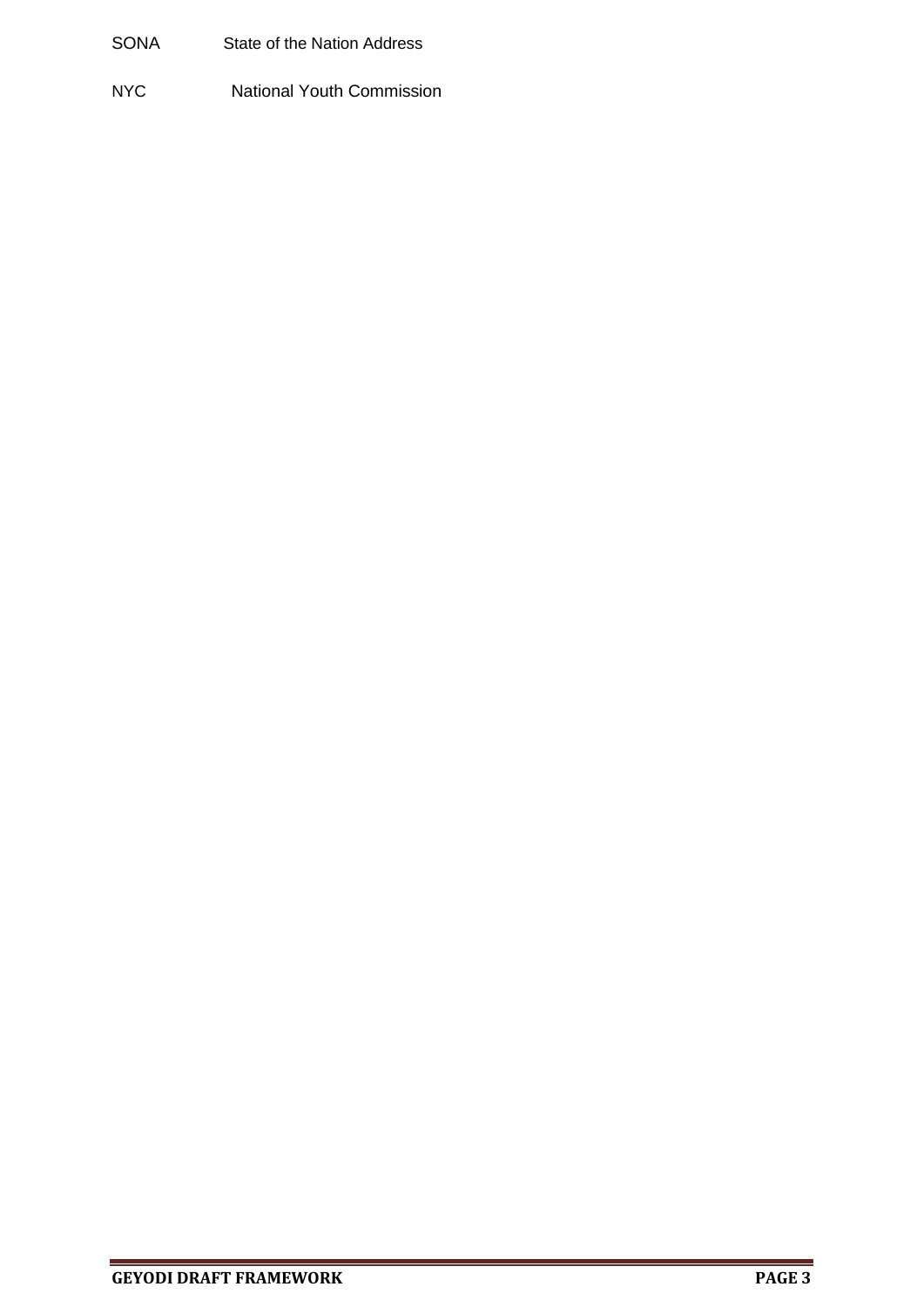| | |
|---|---|
| SONA | State of the Nation Address |
| NYC | National Youth Commission |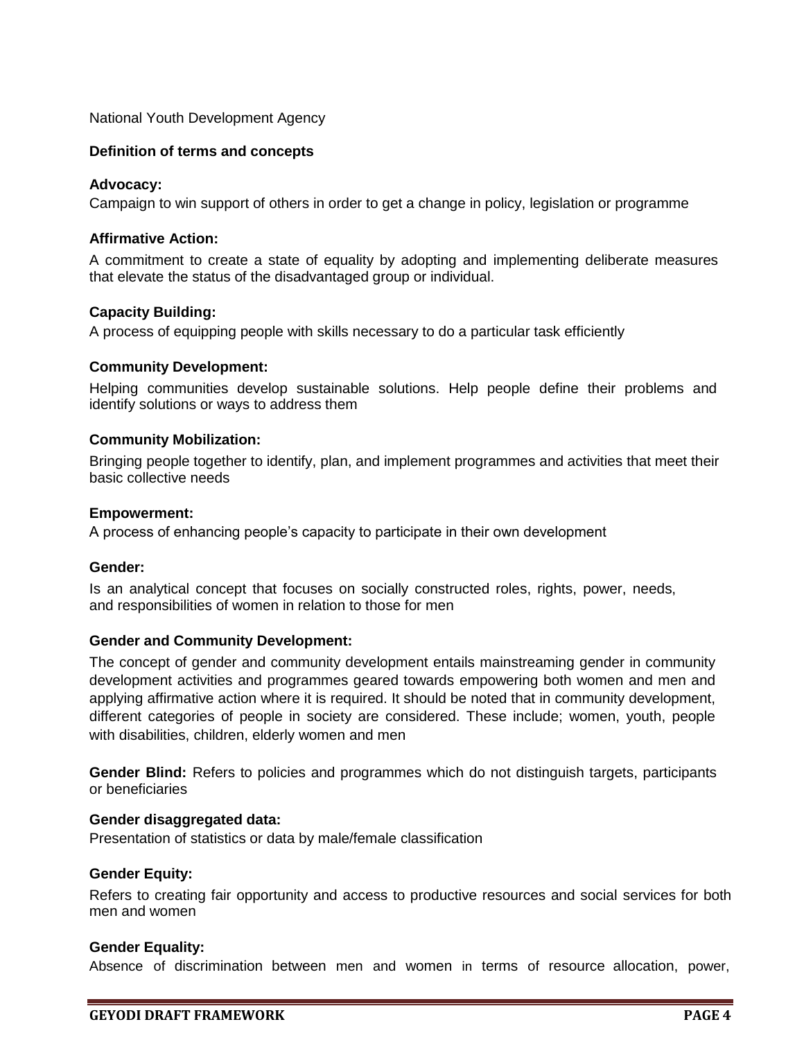National Youth Development Agency

**Definition of terms and concepts**

**Advocacy:**
Campaign to win support of others in order to get a change in policy, legislation or programme

**Affirmative Action:**
A commitment to create a state of equality by adopting and implementing deliberate measures that elevate the status of the disadvantaged group or individual.

**Capacity Building:**
A process of equipping people with skills necessary to do a particular task efficiently

**Community Development:**
Helping communities develop sustainable solutions. Help people define their problems and identify solutions or ways to address them

**Community Mobilization:**
Bringing people together to identify, plan, and implement programmes and activities that meet their basic collective needs

**Empowerment:**
A process of enhancing people's capacity to participate in their own development

**Gender:**
Is an analytical concept that focuses on socially constructed roles, rights, power, needs, and responsibilities of women in relation to those for men

**Gender and Community Development:**
The concept of gender and community development entails mainstreaming gender in community development activities and programmes geared towards empowering both women and men and applying affirmative action where it is required. It should be noted that in community development, different categories of people in society are considered. These include; women, youth, people with disabilities, children, elderly women and men

**Gender Blind:** Refers to policies and programmes which do not distinguish targets, participants or beneficiaries

**Gender disaggregated data:**
Presentation of statistics or data by male/female classification

**Gender Equity:**
Refers to creating fair opportunity and access to productive resources and social services for both men and women

**Gender Equality:**
Absence of discrimination between men and women in terms of resource allocation, power,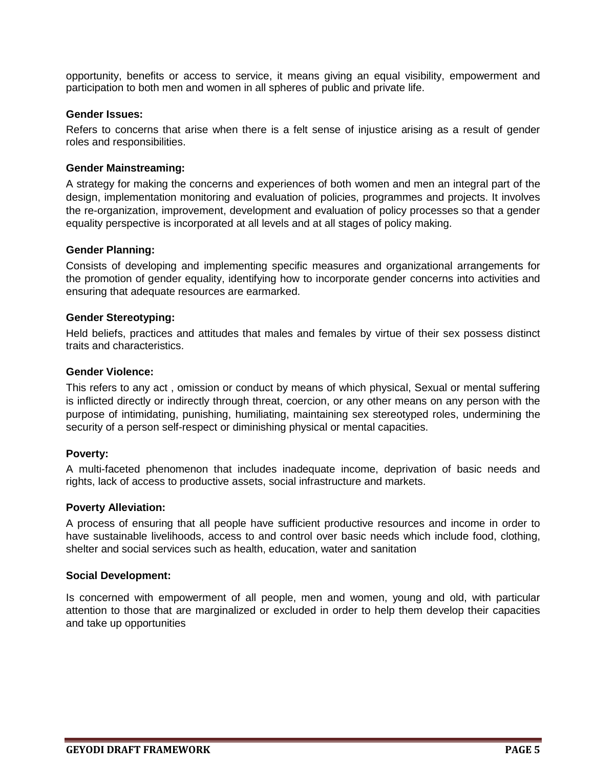opportunity, benefits or access to service, it means giving an equal visibility, empowerment and participation to both men and women in all spheres of public and private life.

**Gender Issues:**

Refers to concerns that arise when there is a felt sense of injustice arising as a result of gender roles and responsibilities.

**Gender Mainstreaming:**

A strategy for making the concerns and experiences of both women and men an integral part of the design, implementation monitoring and evaluation of policies, programmes and projects. It involves the re-organization, improvement, development and evaluation of policy processes so that a gender equality perspective is incorporated at all levels and at all stages of policy making.

**Gender Planning:**

Consists of developing and implementing specific measures and organizational arrangements for the promotion of gender equality, identifying how to incorporate gender concerns into activities and ensuring that adequate resources are earmarked.

**Gender Stereotyping:**

Held beliefs, practices and attitudes that males and females by virtue of their sex possess distinct traits and characteristics.

**Gender Violence:**

This refers to any act , omission or conduct by means of which physical, Sexual or mental suffering is inflicted directly or indirectly through threat, coercion, or any other means on any person with the purpose of intimidating, punishing, humiliating, maintaining sex stereotyped roles, undermining the security of a person self-respect or diminishing physical or mental capacities.

**Poverty:**

A multi-faceted phenomenon that includes inadequate income, deprivation of basic needs and rights, lack of access to productive assets, social infrastructure and markets.

**Poverty Alleviation:**

A process of ensuring that all people have sufficient productive resources and income in order to have sustainable livelihoods, access to and control over basic needs which include food, clothing, shelter and social services such as health, education, water and sanitation

**Social Development:**

Is concerned with empowerment of all people, men and women, young and old, with particular attention to those that are marginalized or excluded in order to help them develop their capacities and take up opportunities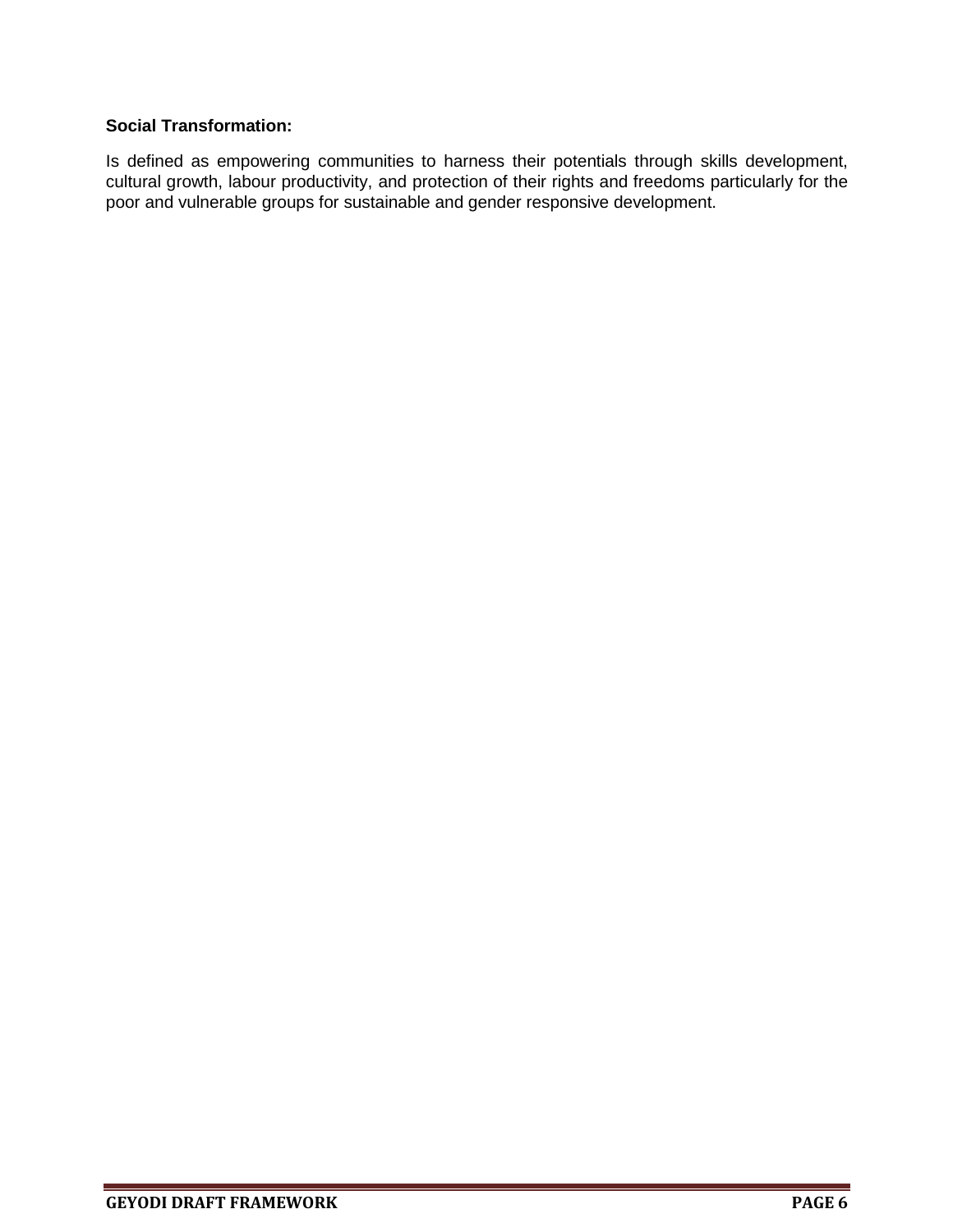**Social Transformation:**

Is defined as empowering communities to harness their potentials through skills development, cultural growth, labour productivity, and protection of their rights and freedoms particularly for the poor and vulnerable groups for sustainable and gender responsive development.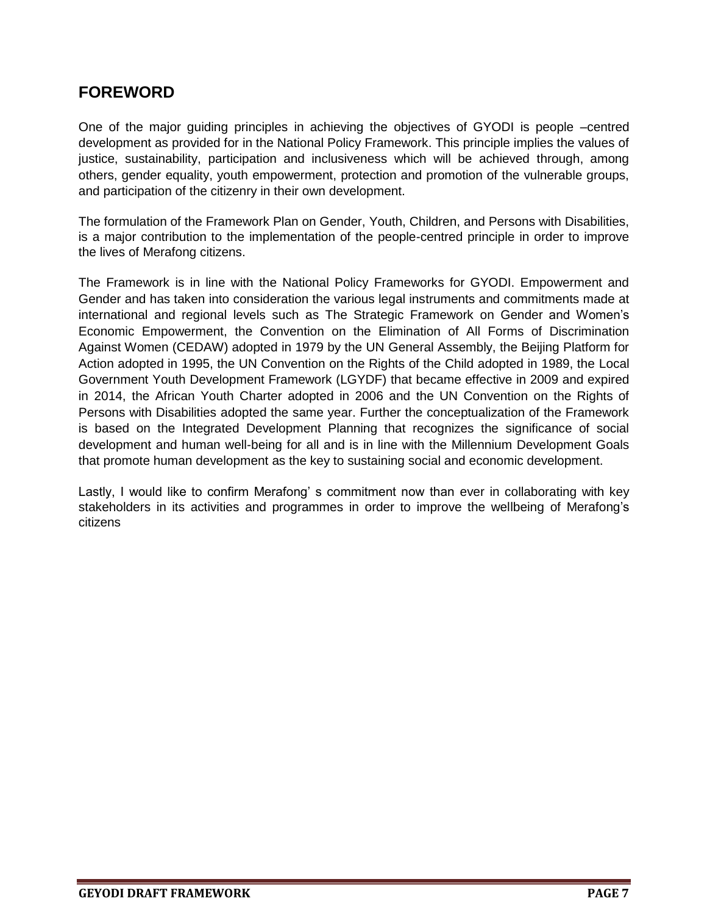## FOREWORD

One of the major guiding principles in achieving the objectives of GYODI is people –centred development as provided for in the National Policy Framework. This principle implies the values of justice, sustainability, participation and inclusiveness which will be achieved through, among others, gender equality, youth empowerment, protection and promotion of the vulnerable groups, and participation of the citizenry in their own development.

The formulation of the Framework Plan on Gender, Youth, Children, and Persons with Disabilities, is a major contribution to the implementation of the people-centred principle in order to improve the lives of Merafong citizens.

The Framework is in line with the National Policy Frameworks for GYODI. Empowerment and Gender and has taken into consideration the various legal instruments and commitments made at international and regional levels such as The Strategic Framework on Gender and Women's Economic Empowerment, the Convention on the Elimination of All Forms of Discrimination Against Women (CEDAW) adopted in 1979 by the UN General Assembly, the Beijing Platform for Action adopted in 1995, the UN Convention on the Rights of the Child adopted in 1989, the Local Government Youth Development Framework (LGYDF) that became effective in 2009 and expired in 2014, the African Youth Charter adopted in 2006 and the UN Convention on the Rights of Persons with Disabilities adopted the same year. Further the conceptualization of the Framework is based on the Integrated Development Planning that recognizes the significance of social development and human well-being for all and is in line with the Millennium Development Goals that promote human development as the key to sustaining social and economic development.

Lastly, I would like to confirm Merafong' s commitment now than ever in collaborating with key stakeholders in its activities and programmes in order to improve the wellbeing of Merafong's citizens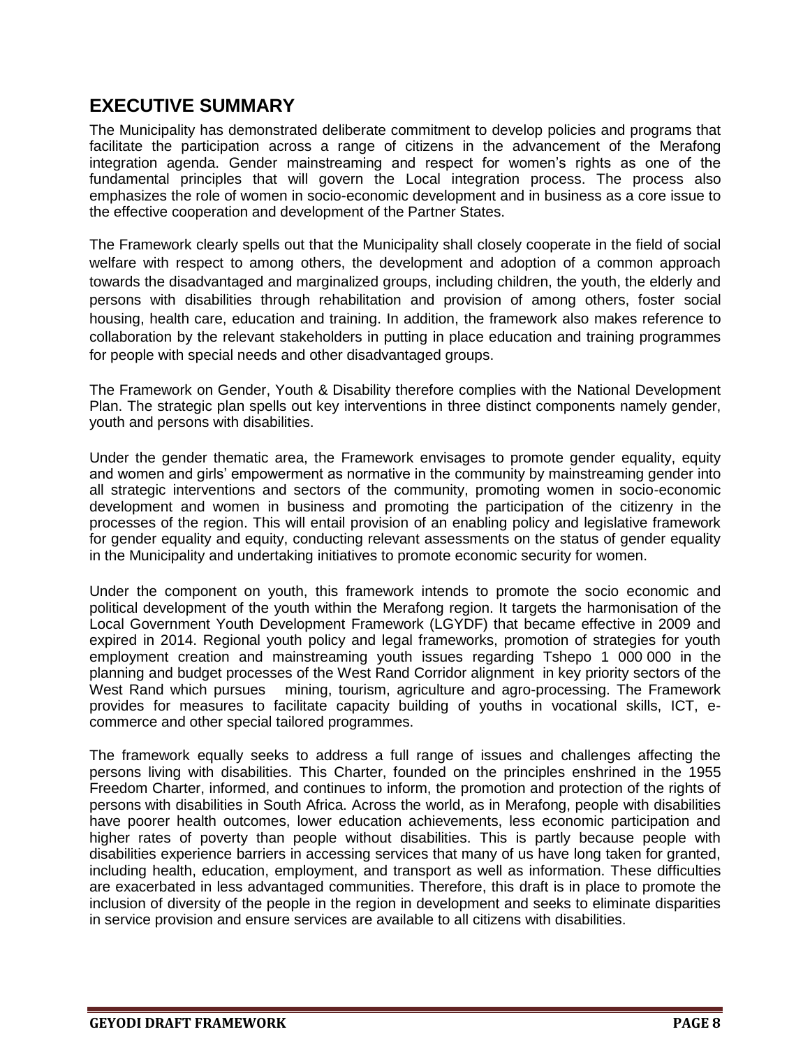# EXECUTIVE SUMMARY

The Municipality has demonstrated deliberate commitment to develop policies and programs that facilitate the participation across a range of citizens in the advancement of the Merafong integration agenda. Gender mainstreaming and respect for women's rights as one of the fundamental principles that will govern the Local integration process. The process also emphasizes the role of women in socio-economic development and in business as a core issue to the effective cooperation and development of the Partner States.

The Framework clearly spells out that the Municipality shall closely cooperate in the field of social welfare with respect to among others, the development and adoption of a common approach towards the disadvantaged and marginalized groups, including children, the youth, the elderly and persons with disabilities through rehabilitation and provision of among others, foster social housing, health care, education and training. In addition, the framework also makes reference to collaboration by the relevant stakeholders in putting in place education and training programmes for people with special needs and other disadvantaged groups.

The Framework on Gender, Youth & Disability therefore complies with the National Development Plan. The strategic plan spells out key interventions in three distinct components namely gender, youth and persons with disabilities.

Under the gender thematic area, the Framework envisages to promote gender equality, equity and women and girls' empowerment as normative in the community by mainstreaming gender into all strategic interventions and sectors of the community, promoting women in socio-economic development and women in business and promoting the participation of the citizenry in the processes of the region. This will entail provision of an enabling policy and legislative framework for gender equality and equity, conducting relevant assessments on the status of gender equality in the Municipality and undertaking initiatives to promote economic security for women.

Under the component on youth, this framework intends to promote the socio economic and political development of the youth within the Merafong region. It targets the harmonisation of the Local Government Youth Development Framework (LGYDF) that became effective in 2009 and expired in 2014. Regional youth policy and legal frameworks, promotion of strategies for youth employment creation and mainstreaming youth issues regarding Tshepo 1 000 000 in the planning and budget processes of the West Rand Corridor alignment in key priority sectors of the West Rand which pursues mining, tourism, agriculture and agro-processing. The Framework provides for measures to facilitate capacity building of youths in vocational skills, ICT, e-commerce and other special tailored programmes.

The framework equally seeks to address a full range of issues and challenges affecting the persons living with disabilities. This Charter, founded on the principles enshrined in the 1955 Freedom Charter, informed, and continues to inform, the promotion and protection of the rights of persons with disabilities in South Africa. Across the world, as in Merafong, people with disabilities have poorer health outcomes, lower education achievements, less economic participation and higher rates of poverty than people without disabilities. This is partly because people with disabilities experience barriers in accessing services that many of us have long taken for granted, including health, education, employment, and transport as well as information. These difficulties are exacerbated in less advantaged communities. Therefore, this draft is in place to promote the inclusion of diversity of the people in the region in development and seeks to eliminate disparities in service provision and ensure services are available to all citizens with disabilities.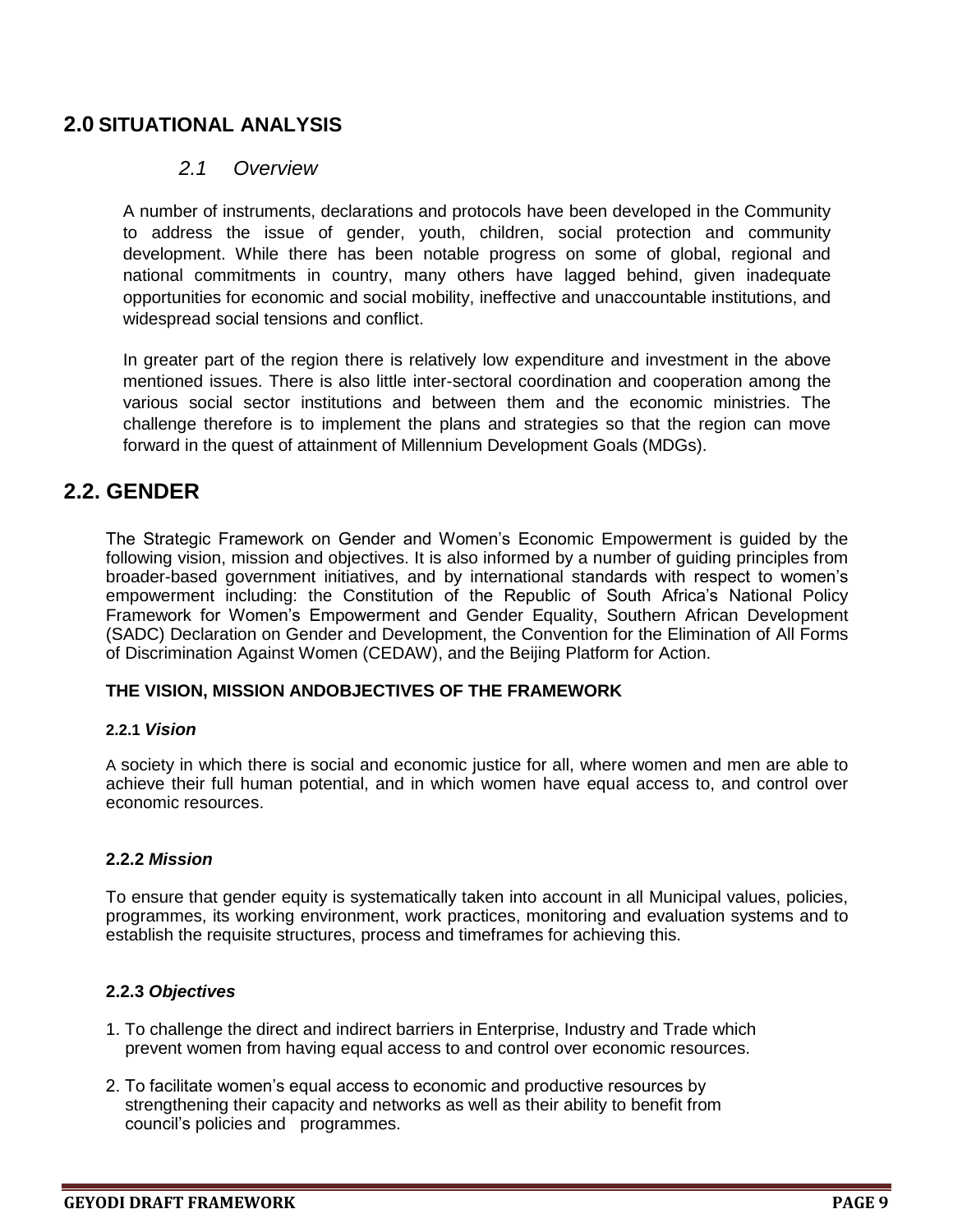## 2.0 SITUATIONAL ANALYSIS

### *2.1 Overview*

A number of instruments, declarations and protocols have been developed in the Community to address the issue of gender, youth, children, social protection and community development. While there has been notable progress on some of global, regional and national commitments in country, many others have lagged behind, given inadequate opportunities for economic and social mobility, ineffective and unaccountable institutions, and widespread social tensions and conflict.

In greater part of the region there is relatively low expenditure and investment in the above mentioned issues. There is also little inter-sectoral coordination and cooperation among the various social sector institutions and between them and the economic ministries. The challenge therefore is to implement the plans and strategies so that the region can move forward in the quest of attainment of Millennium Development Goals (MDGs).

## 2.2. GENDER

The Strategic Framework on Gender and Women's Economic Empowerment is guided by the following vision, mission and objectives. It is also informed by a number of guiding principles from broader-based government initiatives, and by international standards with respect to women's empowerment including: the Constitution of the Republic of South Africa's National Policy Framework for Women's Empowerment and Gender Equality, Southern African Development (SADC) Declaration on Gender and Development, the Convention for the Elimination of All Forms of Discrimination Against Women (CEDAW), and the Beijing Platform for Action.

**THE VISION, MISSION ANDOBJECTIVES OF THE FRAMEWORK**

#### 2.2.1 *Vision*

A society in which there is social and economic justice for all, where women and men are able to achieve their full human potential, and in which women have equal access to, and control over economic resources.

#### 2.2.2 *Mission*

To ensure that gender equity is systematically taken into account in all Municipal values, policies, programmes, its working environment, work practices, monitoring and evaluation systems and to establish the requisite structures, process and timeframes for achieving this.

#### 2.2.3 *Objectives*

1. To challenge the direct and indirect barriers in Enterprise, Industry and Trade which prevent women from having equal access to and control over economic resources.
2. To facilitate women's equal access to economic and productive resources by strengthening their capacity and networks as well as their ability to benefit from council's policies and programmes.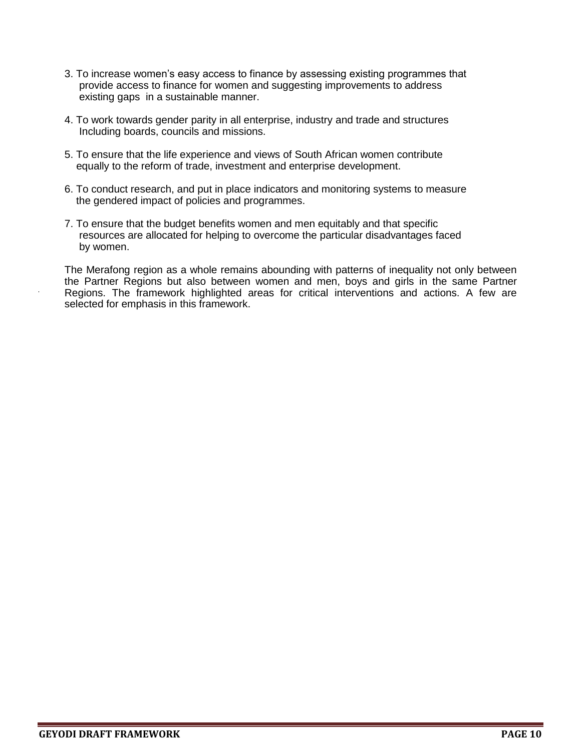3. To increase women's easy access to finance by assessing existing programmes that provide access to finance for women and suggesting improvements to address existing gaps in a sustainable manner.

4. To work towards gender parity in all enterprise, industry and trade and structures Including boards, councils and missions.

5. To ensure that the life experience and views of South African women contribute equally to the reform of trade, investment and enterprise development.

6. To conduct research, and put in place indicators and monitoring systems to measure the gendered impact of policies and programmes.

7. To ensure that the budget benefits women and men equitably and that specific resources are allocated for helping to overcome the particular disadvantages faced by women.

The Merafong region as a whole remains abounding with patterns of inequality not only between the Partner Regions but also between women and men, boys and girls in the same Partner Regions. The framework highlighted areas for critical interventions and actions. A few are selected for emphasis in this framework.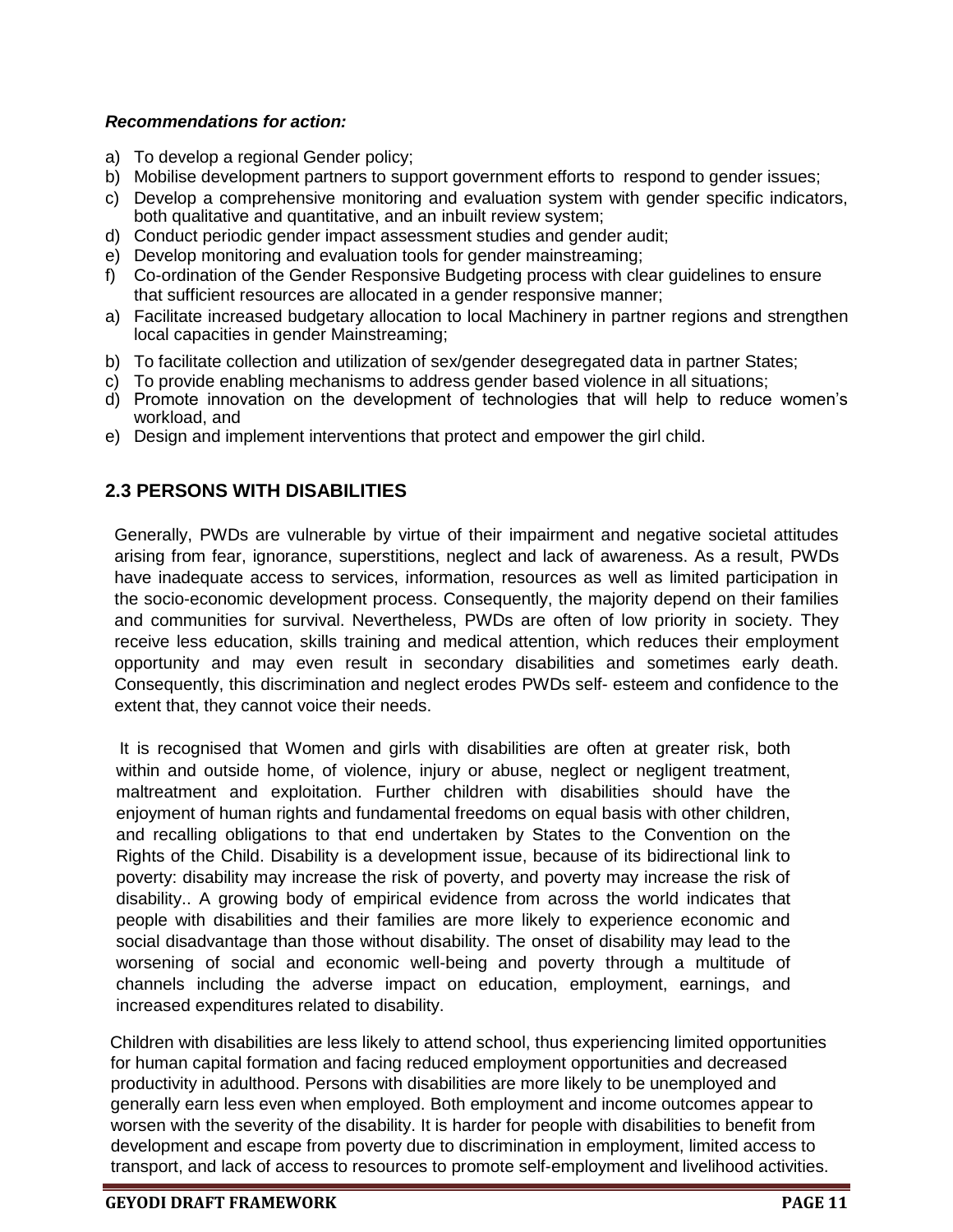***Recommendations for action:***

a) To develop a regional Gender policy;
b) Mobilise development partners to support government efforts to respond to gender issues;
c) Develop a comprehensive monitoring and evaluation system with gender specific indicators, both qualitative and quantitative, and an inbuilt review system;
d) Conduct periodic gender impact assessment studies and gender audit;
e) Develop monitoring and evaluation tools for gender mainstreaming;
f) Co-ordination of the Gender Responsive Budgeting process with clear guidelines to ensure that sufficient resources are allocated in a gender responsive manner;
a) Facilitate increased budgetary allocation to local Machinery in partner regions and strengthen local capacities in gender Mainstreaming;
b) To facilitate collection and utilization of sex/gender desegregated data in partner States;
c) To provide enabling mechanisms to address gender based violence in all situations;
d) Promote innovation on the development of technologies that will help to reduce women's workload, and
e) Design and implement interventions that protect and empower the girl child.

## 2.3 PERSONS WITH DISABILITIES

Generally, PWDs are vulnerable by virtue of their impairment and negative societal attitudes arising from fear, ignorance, superstitions, neglect and lack of awareness. As a result, PWDs have inadequate access to services, information, resources as well as limited participation in the socio-economic development process. Consequently, the majority depend on their families and communities for survival. Nevertheless, PWDs are often of low priority in society. They receive less education, skills training and medical attention, which reduces their employment opportunity and may even result in secondary disabilities and sometimes early death. Consequently, this discrimination and neglect erodes PWDs self- esteem and confidence to the extent that, they cannot voice their needs.

It is recognised that Women and girls with disabilities are often at greater risk, both within and outside home, of violence, injury or abuse, neglect or negligent treatment, maltreatment and exploitation. Further children with disabilities should have the enjoyment of human rights and fundamental freedoms on equal basis with other children, and recalling obligations to that end undertaken by States to the Convention on the Rights of the Child. Disability is a development issue, because of its bidirectional link to poverty: disability may increase the risk of poverty, and poverty may increase the risk of disability.. A growing body of empirical evidence from across the world indicates that people with disabilities and their families are more likely to experience economic and social disadvantage than those without disability. The onset of disability may lead to the worsening of social and economic well-being and poverty through a multitude of channels including the adverse impact on education, employment, earnings, and increased expenditures related to disability.

Children with disabilities are less likely to attend school, thus experiencing limited opportunities for human capital formation and facing reduced employment opportunities and decreased productivity in adulthood. Persons with disabilities are more likely to be unemployed and generally earn less even when employed. Both employment and income outcomes appear to worsen with the severity of the disability. It is harder for people with disabilities to benefit from development and escape from poverty due to discrimination in employment, limited access to transport, and lack of access to resources to promote self-employment and livelihood activities.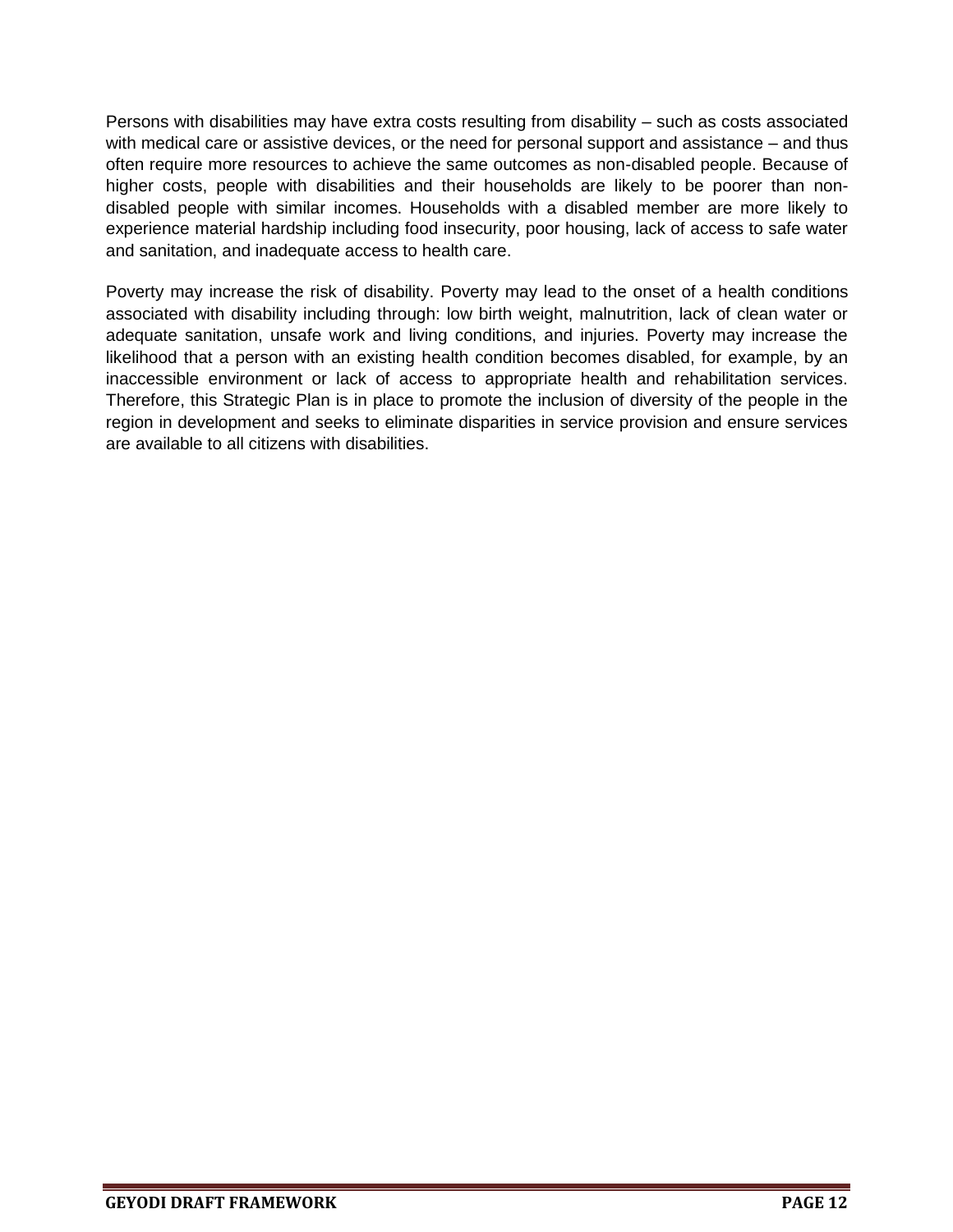Persons with disabilities may have extra costs resulting from disability – such as costs associated with medical care or assistive devices, or the need for personal support and assistance – and thus often require more resources to achieve the same outcomes as non-disabled people. Because of higher costs, people with disabilities and their households are likely to be poorer than non-disabled people with similar incomes. Households with a disabled member are more likely to experience material hardship including food insecurity, poor housing, lack of access to safe water and sanitation, and inadequate access to health care.

Poverty may increase the risk of disability. Poverty may lead to the onset of a health conditions associated with disability including through: low birth weight, malnutrition, lack of clean water or adequate sanitation, unsafe work and living conditions, and injuries. Poverty may increase the likelihood that a person with an existing health condition becomes disabled, for example, by an inaccessible environment or lack of access to appropriate health and rehabilitation services. Therefore, this Strategic Plan is in place to promote the inclusion of diversity of the people in the region in development and seeks to eliminate disparities in service provision and ensure services are available to all citizens with disabilities.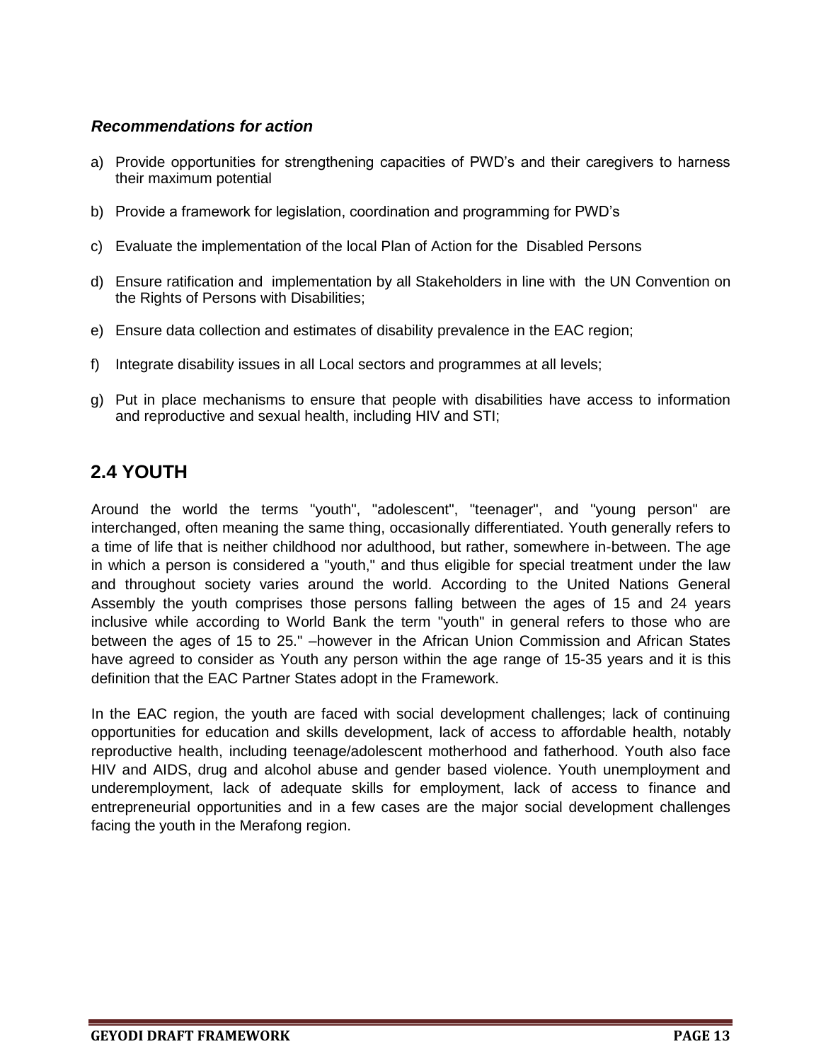***Recommendations for action***

a) Provide opportunities for strengthening capacities of PWD's and their caregivers to harness their maximum potential

b) Provide a framework for legislation, coordination and programming for PWD's

c) Evaluate the implementation of the local Plan of Action for the Disabled Persons

d) Ensure ratification and implementation by all Stakeholders in line with the UN Convention on the Rights of Persons with Disabilities;

e) Ensure data collection and estimates of disability prevalence in the EAC region;

f) Integrate disability issues in all Local sectors and programmes at all levels;

g) Put in place mechanisms to ensure that people with disabilities have access to information and reproductive and sexual health, including HIV and STI;

## 2.4 YOUTH

Around the world the terms "youth", "adolescent", "teenager", and "young person" are interchanged, often meaning the same thing, occasionally differentiated. Youth generally refers to a time of life that is neither childhood nor adulthood, but rather, somewhere in-between. The age in which a person is considered a "youth," and thus eligible for special treatment under the law and throughout society varies around the world. According to the United Nations General Assembly the youth comprises those persons falling between the ages of 15 and 24 years inclusive while according to World Bank the term "youth" in general refers to those who are between the ages of 15 to 25." –however in the African Union Commission and African States have agreed to consider as Youth any person within the age range of 15-35 years and it is this definition that the EAC Partner States adopt in the Framework.

In the EAC region, the youth are faced with social development challenges; lack of continuing opportunities for education and skills development, lack of access to affordable health, notably reproductive health, including teenage/adolescent motherhood and fatherhood. Youth also face HIV and AIDS, drug and alcohol abuse and gender based violence. Youth unemployment and underemployment, lack of adequate skills for employment, lack of access to finance and entrepreneurial opportunities and in a few cases are the major social development challenges facing the youth in the Merafong region.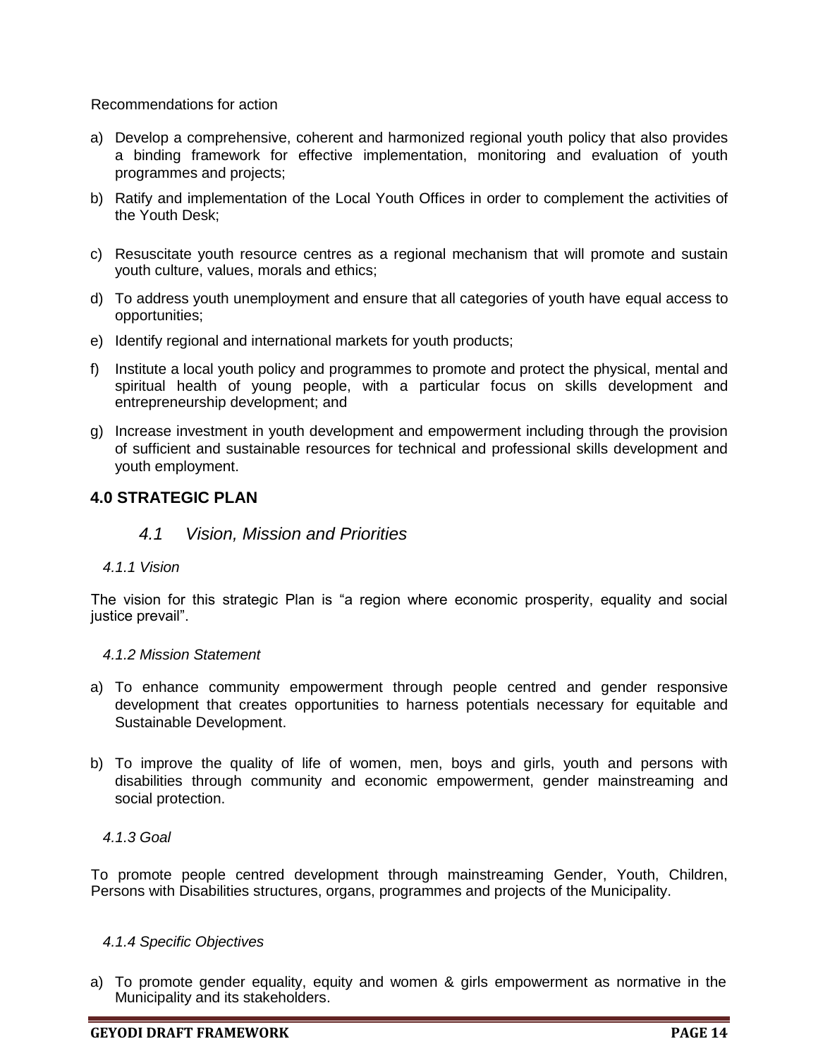Recommendations for action

a) Develop a comprehensive, coherent and harmonized regional youth policy that also provides a binding framework for effective implementation, monitoring and evaluation of youth programmes and projects;

b) Ratify and implementation of the Local Youth Offices in order to complement the activities of the Youth Desk;

c) Resuscitate youth resource centres as a regional mechanism that will promote and sustain youth culture, values, morals and ethics;

d) To address youth unemployment and ensure that all categories of youth have equal access to opportunities;

e) Identify regional and international markets for youth products;

f) Institute a local youth policy and programmes to promote and protect the physical, mental and spiritual health of young people, with a particular focus on skills development and entrepreneurship development; and

g) Increase investment in youth development and empowerment including through the provision of sufficient and sustainable resources for technical and professional skills development and youth employment.

## 4.0 STRATEGIC PLAN

### *4.1 Vision, Mission and Priorities*

#### *4.1.1 Vision*

The vision for this strategic Plan is "a region where economic prosperity, equality and social justice prevail".

#### *4.1.2 Mission Statement*

a) To enhance community empowerment through people centred and gender responsive development that creates opportunities to harness potentials necessary for equitable and Sustainable Development.

b) To improve the quality of life of women, men, boys and girls, youth and persons with disabilities through community and economic empowerment, gender mainstreaming and social protection.

#### *4.1.3 Goal*

To promote people centred development through mainstreaming Gender, Youth, Children, Persons with Disabilities structures, organs, programmes and projects of the Municipality.

#### *4.1.4 Specific Objectives*

a) To promote gender equality, equity and women & girls empowerment as normative in the Municipality and its stakeholders.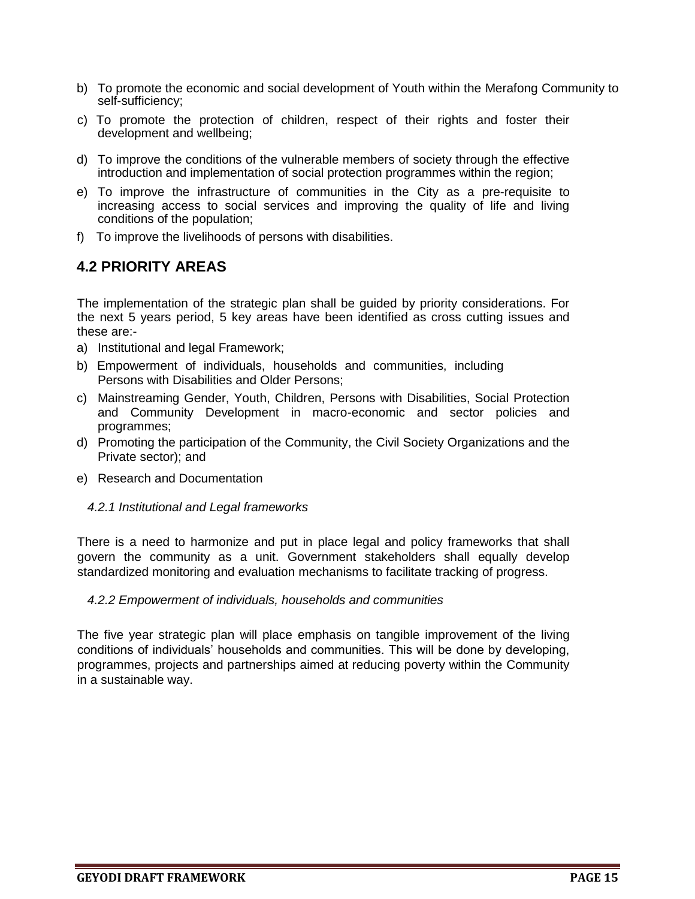b) To promote the economic and social development of Youth within the Merafong Community to self-sufficiency;

c) To promote the protection of children, respect of their rights and foster their development and wellbeing;

d) To improve the conditions of the vulnerable members of society through the effective introduction and implementation of social protection programmes within the region;

e) To improve the infrastructure of communities in the City as a pre-requisite to increasing access to social services and improving the quality of life and living conditions of the population;

f) To improve the livelihoods of persons with disabilities.

## 4.2 PRIORITY AREAS

The implementation of the strategic plan shall be guided by priority considerations. For the next 5 years period, 5 key areas have been identified as cross cutting issues and these are:-

a) Institutional and legal Framework;

b) Empowerment of individuals, households and communities, including Persons with Disabilities and Older Persons;

c) Mainstreaming Gender, Youth, Children, Persons with Disabilities, Social Protection and Community Development in macro-economic and sector policies and programmes;

d) Promoting the participation of the Community, the Civil Society Organizations and the Private sector); and

e) Research and Documentation

### *4.2.1 Institutional and Legal frameworks*

There is a need to harmonize and put in place legal and policy frameworks that shall govern the community as a unit. Government stakeholders shall equally develop standardized monitoring and evaluation mechanisms to facilitate tracking of progress.

### *4.2.2 Empowerment of individuals, households and communities*

The five year strategic plan will place emphasis on tangible improvement of the living conditions of individuals' households and communities. This will be done by developing, programmes, projects and partnerships aimed at reducing poverty within the Community in a sustainable way.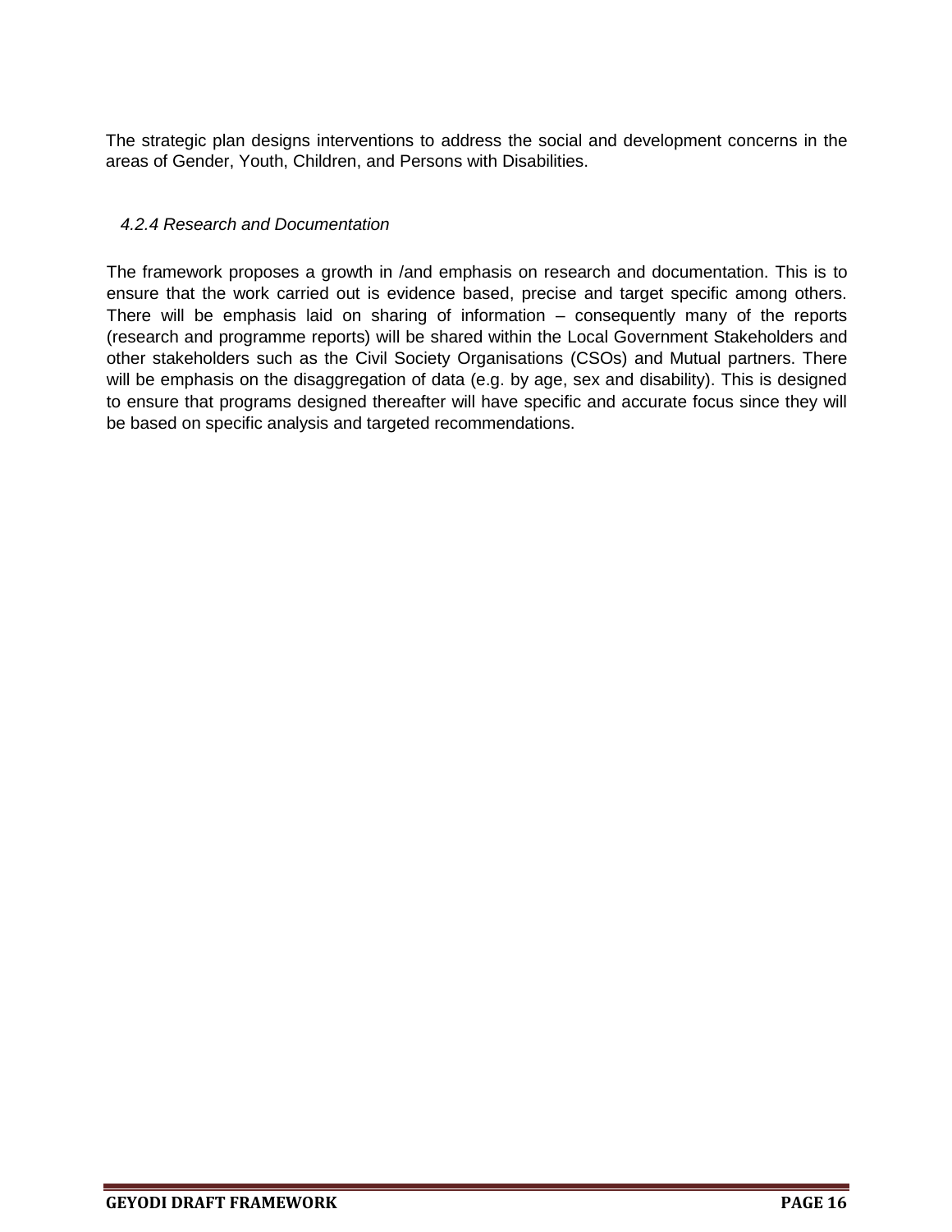The strategic plan designs interventions to address the social and development concerns in the areas of Gender, Youth, Children, and Persons with Disabilities.

#### *4.2.4 Research and Documentation*

The framework proposes a growth in /and emphasis on research and documentation. This is to ensure that the work carried out is evidence based, precise and target specific among others. There will be emphasis laid on sharing of information – consequently many of the reports (research and programme reports) will be shared within the Local Government Stakeholders and other stakeholders such as the Civil Society Organisations (CSOs) and Mutual partners. There will be emphasis on the disaggregation of data (e.g. by age, sex and disability). This is designed to ensure that programs designed thereafter will have specific and accurate focus since they will be based on specific analysis and targeted recommendations.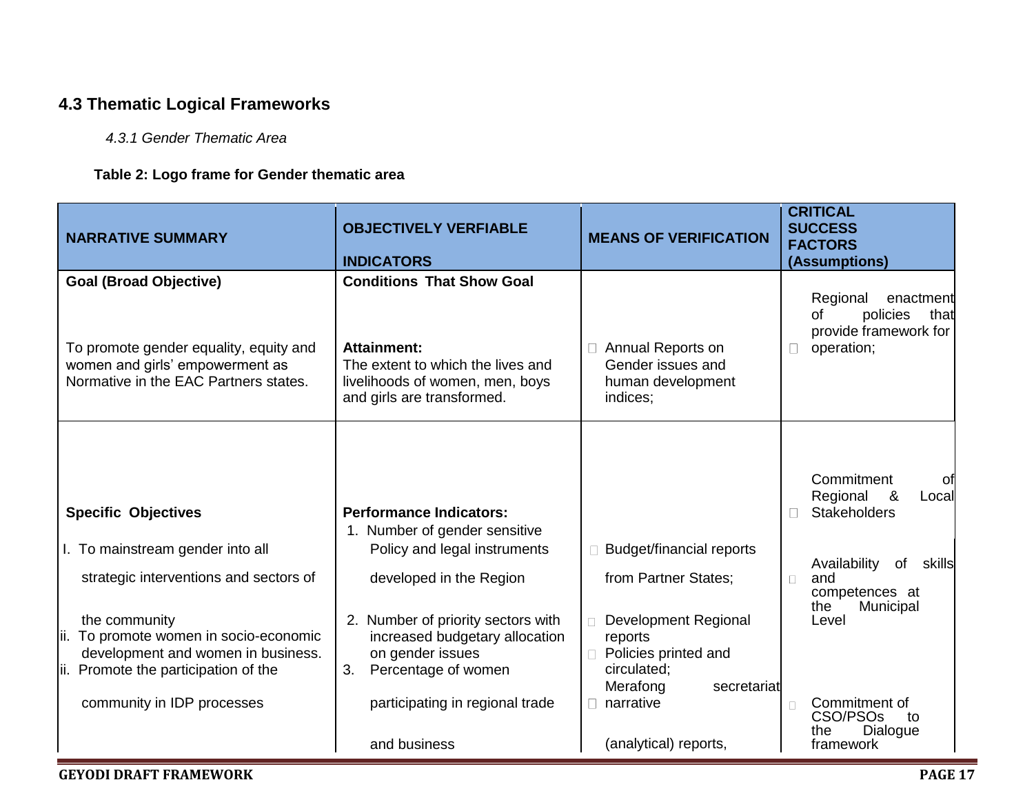## 4.3 Thematic Logical Frameworks

### *4.3.1 Gender Thematic Area*

**Table 2: Logo frame for Gender thematic area**

| **NARRATIVE SUMMARY** | **OBJECTIVELY VERFIABLE INDICATORS** | **MEANS OF VERIFICATION** | **CRITICAL SUCCESS FACTORS (Assumptions)** |
|---|---|---|---|
| **Goal (Broad Objective)**<br><br>To promote gender equality, equity and women and girls' empowerment as Normative in the EAC Partners states. | **Conditions That Show Goal Attainment:**<br>The extent to which the lives and livelihoods of women, men, boys and girls are transformed. | Annual Reports on Gender issues and human development indices; | Regional enactment of policies that provide framework for operation; |
| **Specific Objectives**<br>I. To mainstream gender into all strategic interventions and sectors of the community<br>ii. To promote women in socio-economic development and women in business.<br>ii. Promote the participation of the community in IDP processes | **Performance Indicators:**<br>1. Number of gender sensitive Policy and legal instruments developed in the Region<br>2. Number of priority sectors with increased budgetary allocation on gender issues<br>3. Percentage of women participating in regional trade and business | Budget/financial reports from Partner States;<br>Development Regional reports<br>Policies printed and circulated;<br>Merafong secretariat narrative (analytical) reports, | Commitment of Regional & Local Stakeholders<br><br>Availability of skills and competences at the Municipal Level<br><br>Commitment of CSO/PSOs to the Dialogue framework |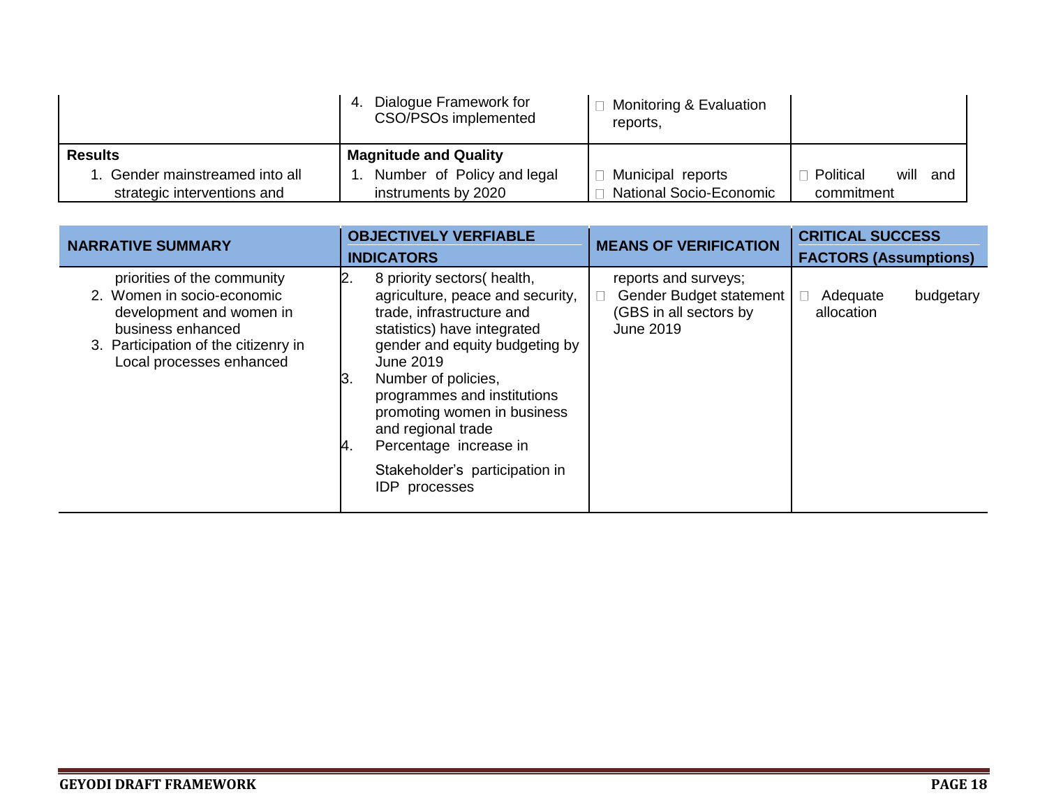| NARRATIVE SUMMARY | OBJECTIVELY VERFIABLE INDICATORS | MEANS OF VERIFICATION | CRITICAL SUCCESS FACTORS (Assumptions) |
|---|---|---|---|
| | 4. Dialogue Framework for CSO/PSOs implemented | Monitoring & Evaluation reports, | |
| **Results**<br>1. Gender mainstreamed into all strategic interventions and priorities of the community<br>2. Women in socio-economic development and women in business enhanced<br>3. Participation of the citizenry in Local processes enhanced | **Magnitude and Quality**<br>1. Number of Policy and legal instruments by 2020<br>2. 8 priority sectors( health, agriculture, peace and security, trade, infrastructure and statistics) have integrated gender and equity budgeting by June 2019<br>3. Number of policies, programmes and institutions promoting women in business and regional trade<br>4. Percentage increase in Stakeholder's participation in IDP processes | Municipal reports<br>National Socio-Economic reports and surveys;<br>Gender Budget statement (GBS in all sectors by June 2019 | Political will and commitment<br>Adequate budgetary allocation |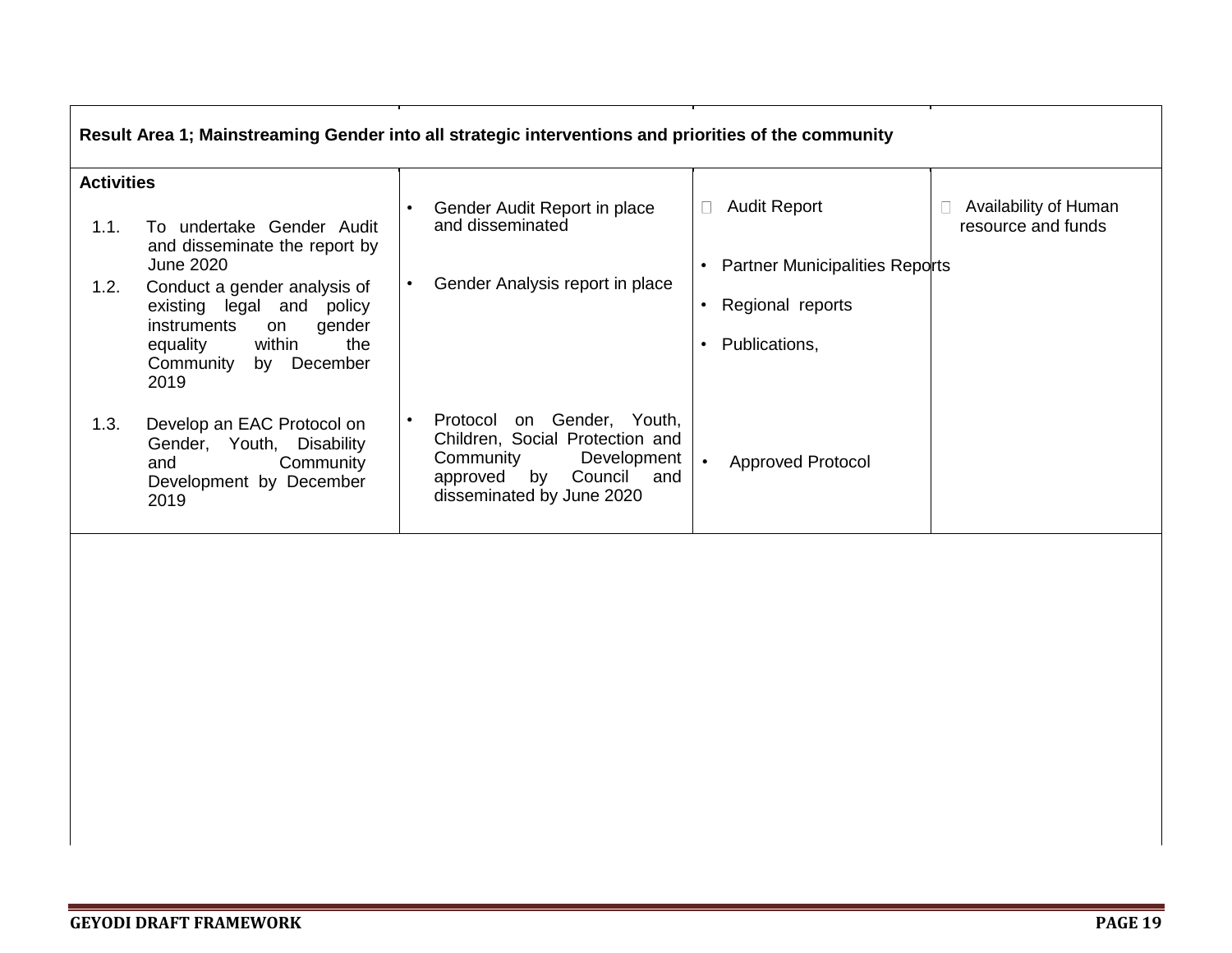| Result Area 1; Mainstreaming Gender into all strategic interventions and priorities of the community | | | |
|---|---|---|---|
| **Activities**<br>1.1. To undertake Gender Audit and disseminate the report by June 2020<br>1.2. Conduct a gender analysis of existing legal and policy instruments on gender equality within the Community by December 2019<br>1.3. Develop an EAC Protocol on Gender, Youth, Disability and Community Development by December 2019 | • Gender Audit Report in place and disseminated<br>• Gender Analysis report in place<br>• Protocol on Gender, Youth, Children, Social Protection and Community Development approved by Council and disseminated by June 2020 | • Audit Report<br>• Partner Municipalities Reports<br>• Regional reports<br>• Publications,<br>• Approved Protocol | • Availability of Human resource and funds |
| | | | |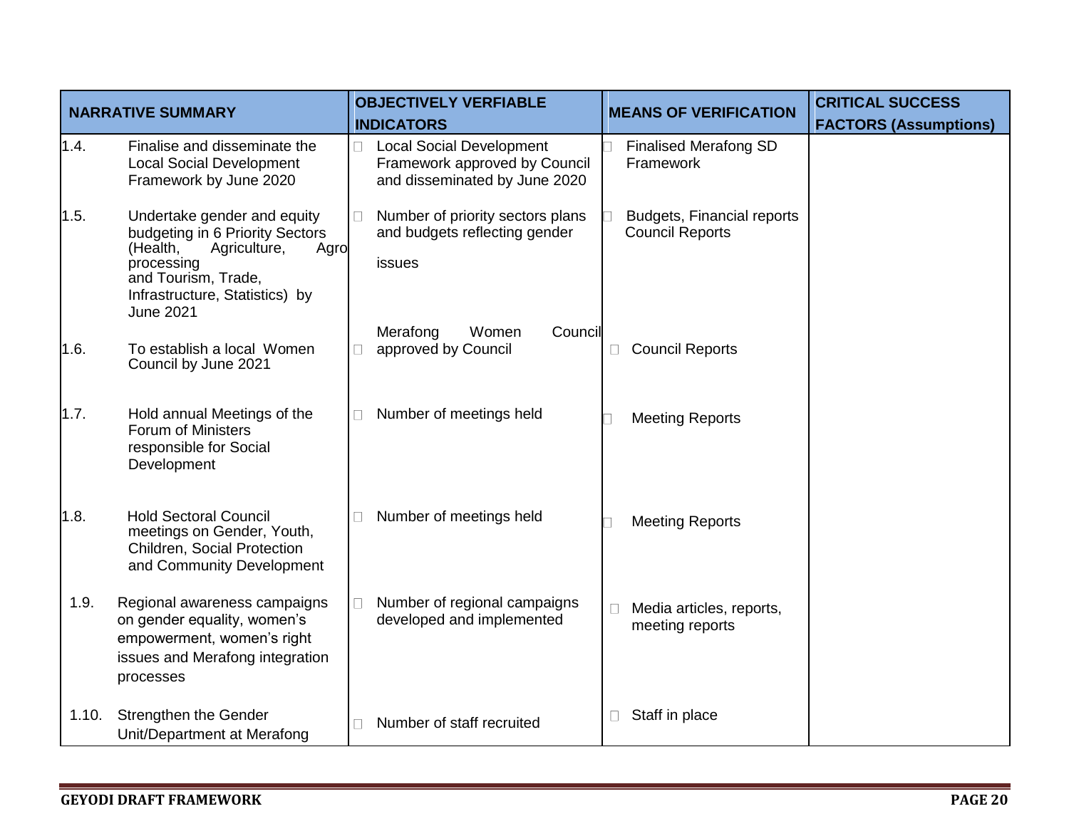| NARRATIVE SUMMARY | OBJECTIVELY VERFIABLE INDICATORS | MEANS OF VERIFICATION | CRITICAL SUCCESS FACTORS (Assumptions) |
|---|---|---|---|
| 1.4. Finalise and disseminate the Local Social Development Framework by June 2020 | Local Social Development Framework approved by Council and disseminated by June 2020 | Finalised Merafong SD Framework | |
| 1.5. Undertake gender and equity budgeting in 6 Priority Sectors (Health, Agriculture, Agro processing and Tourism, Trade, Infrastructure, Statistics) by June 2021 | Number of priority sectors plans and budgets reflecting gender issues | Budgets, Financial reports Council Reports | |
| 1.6. To establish a local Women Council by June 2021 | Merafong Women Council approved by Council | Council Reports | |
| 1.7. Hold annual Meetings of the Forum of Ministers responsible for Social Development | Number of meetings held | Meeting Reports | |
| 1.8. Hold Sectoral Council meetings on Gender, Youth, Children, Social Protection and Community Development | Number of meetings held | Meeting Reports | |
| 1.9. Regional awareness campaigns on gender equality, women's empowerment, women's right issues and Merafong integration processes | Number of regional campaigns developed and implemented | Media articles, reports, meeting reports | |
| 1.10. Strengthen the Gender Unit/Department at Merafong | Number of staff recruited | Staff in place | |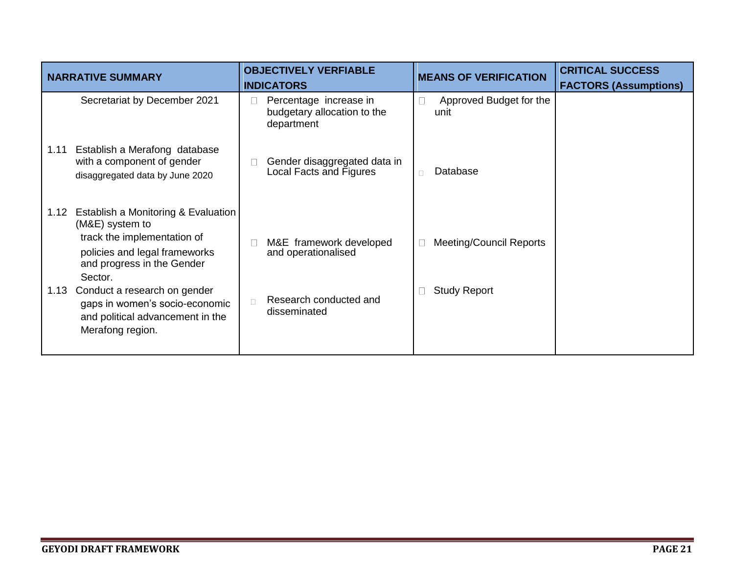| NARRATIVE SUMMARY | OBJECTIVELY VERFIABLE INDICATORS | MEANS OF VERIFICATION | CRITICAL SUCCESS FACTORS (Assumptions) |
|---|---|---|---|
| Secretariat by December 2021 | Percentage increase in budgetary allocation to the department | Approved Budget for the unit | |
| 1.11 Establish a Merafong database with a component of gender disaggregated data by June 2020 | Gender disaggregated data in Local Facts and Figures | Database | |
| 1.12 Establish a Monitoring & Evaluation (M&E) system to track the implementation of policies and legal frameworks and progress in the Gender Sector. | M&E framework developed and operationalised | Meeting/Council Reports | |
| 1.13 Conduct a research on gender gaps in women's socio-economic and political advancement in the Merafong region. | Research conducted and disseminated | Study Report | |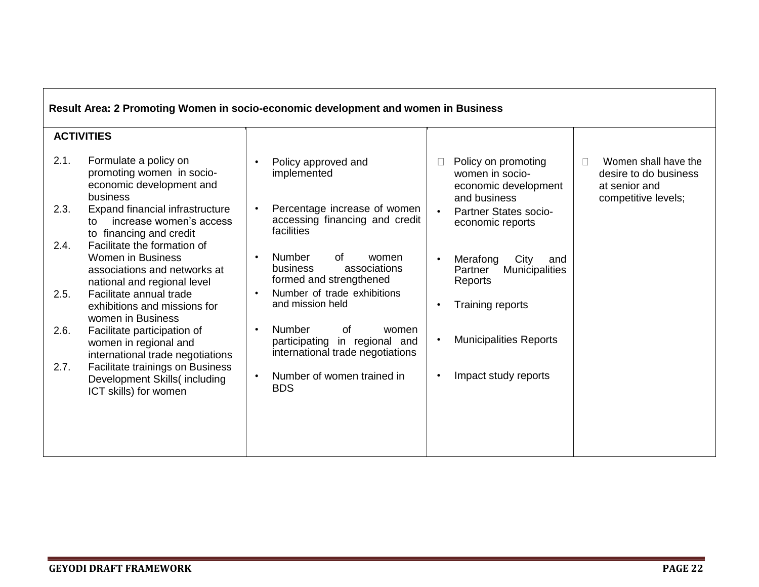| Result Area: 2 Promoting Women in socio-economic development and women in Business | | | |
|---|---|---|---|
| **ACTIVITIES**<br><br>2.1. Formulate a policy on promoting women in socio-economic development and business<br>2.3. Expand financial infrastructure to increase women's access to financing and credit<br>2.4. Facilitate the formation of Women in Business associations and networks at national and regional level<br>2.5. Facilitate annual trade exhibitions and missions for women in Business<br>2.6. Facilitate participation of women in regional and international trade negotiations<br>2.7. Facilitate trainings on Business Development Skills( including ICT skills) for women | • Policy approved and implemented<br><br>• Percentage increase of women accessing financing and credit facilities<br><br>• Number of women business associations formed and strengthened<br>• Number of trade exhibitions and mission held<br><br>• Number of women participating in regional and international trade negotiations<br><br>• Number of women trained in BDS | • Policy on promoting women in socio-economic development and business<br>• Partner States socio-economic reports<br><br>• Merafong City and Partner Municipalities Reports<br><br>• Training reports<br><br>• Municipalities Reports<br><br>• Impact study reports | • Women shall have the desire to do business at senior and competitive levels; |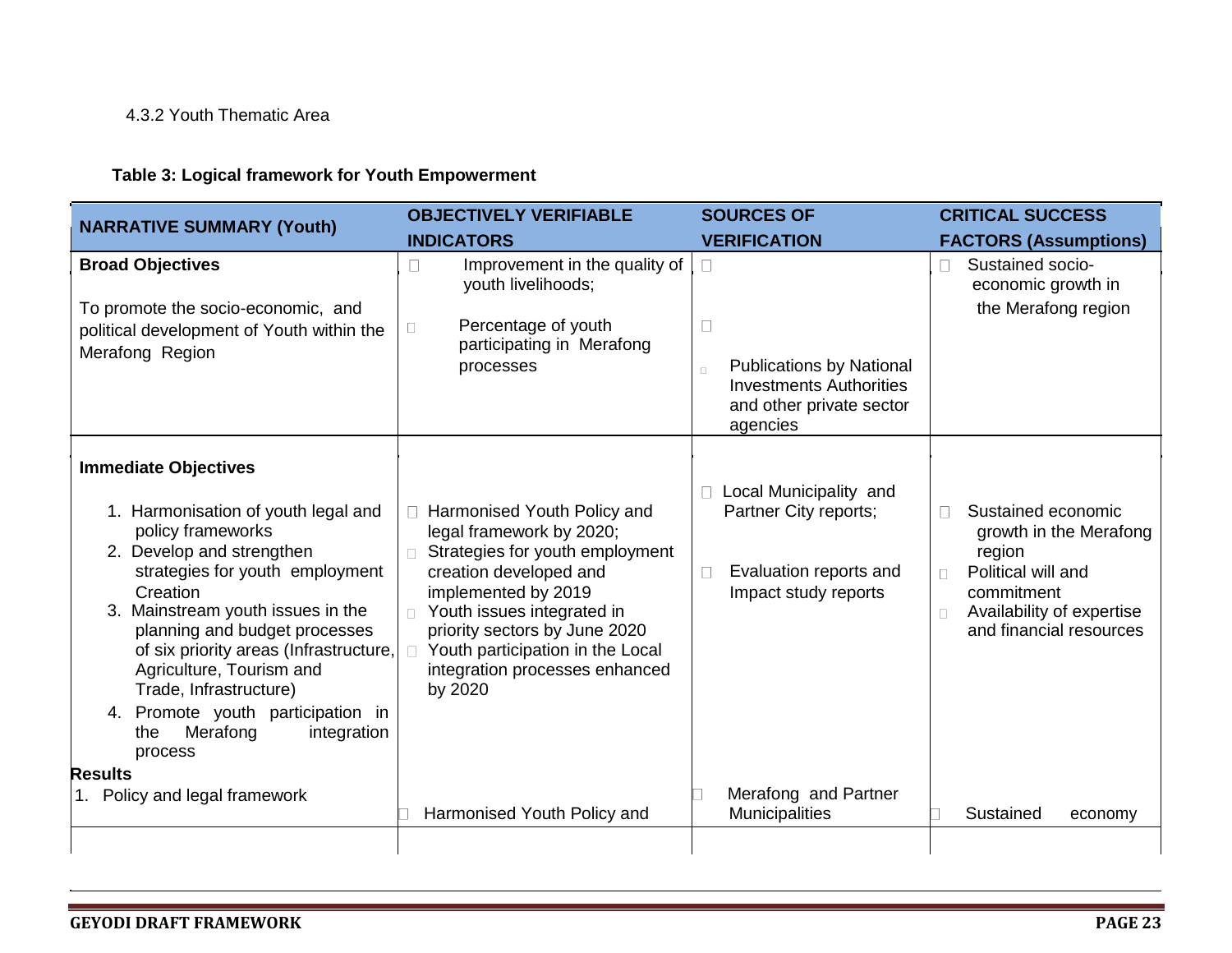4.3.2 Youth Thematic Area

**Table 3: Logical framework for Youth Empowerment**

| NARRATIVE SUMMARY (Youth) | OBJECTIVELY VERIFIABLE INDICATORS | SOURCES OF VERIFICATION | CRITICAL SUCCESS FACTORS (Assumptions) |
|---|---|---|---|
| **Broad Objectives**<br><br>To promote the socio-economic, and political development of Youth within the Merafong Region | Improvement in the quality of youth livelihoods;<br><br>Percentage of youth participating in Merafong processes | Publications by National Investments Authorities and other private sector agencies | Sustained socio-economic growth in the Merafong region |
| **Immediate Objectives**<br><br>1. Harmonisation of youth legal and policy frameworks<br>2. Develop and strengthen strategies for youth employment Creation<br>3. Mainstream youth issues in the planning and budget processes of six priority areas (Infrastructure, Agriculture, Tourism and Trade, Infrastructure)<br>4. Promote youth participation in the Merafong integration process | Harmonised Youth Policy and legal framework by 2020;<br>Strategies for youth employment creation developed and implemented by 2019<br>Youth issues integrated in priority sectors by June 2020<br>Youth participation in the Local integration processes enhanced by 2020 | Local Municipality and Partner City reports;<br><br>Evaluation reports and Impact study reports | Sustained economic growth in the Merafong region<br>Political will and commitment<br>Availability of expertise and financial resources |
| **Results**<br>1. Policy and legal framework | Harmonised Youth Policy and | Merafong and Partner Municipalities | Sustained economy |
| | | | |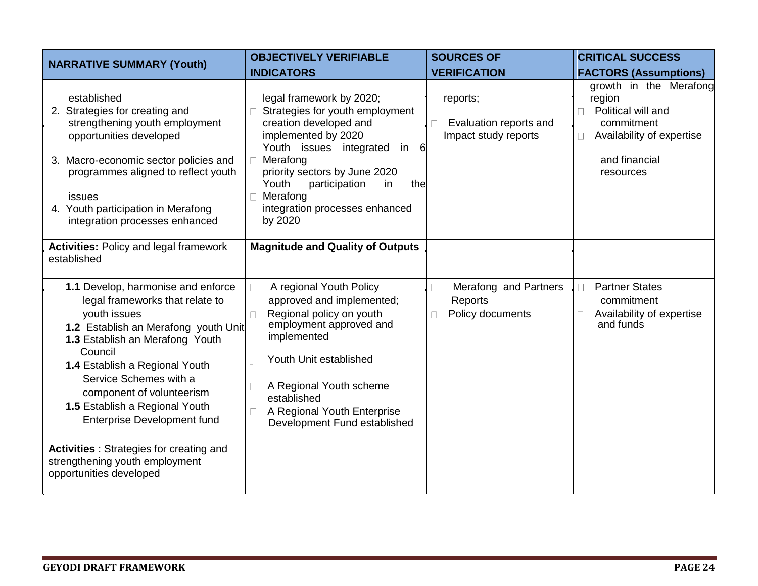| NARRATIVE SUMMARY (Youth) | OBJECTIVELY VERIFIABLE INDICATORS | SOURCES OF VERIFICATION | CRITICAL SUCCESS FACTORS (Assumptions) |
|---|---|---|---|
| established<br>2. Strategies for creating and strengthening youth employment opportunities developed<br>3. Macro-economic sector policies and programmes aligned to reflect youth issues<br>4. Youth participation in Merafong integration processes enhanced | legal framework by 2020;<br>- Strategies for youth employment creation developed and implemented by 2020<br>- Youth issues integrated in 6 Merafong priority sectors by June 2020<br>- Youth participation in the Merafong integration processes enhanced by 2020 | reports;<br>- Evaluation reports and Impact study reports | growth in the Merafong region<br>- Political will and commitment<br>- Availability of expertise and financial resources |
| **Activities:** Policy and legal framework established | **Magnitude and Quality of Outputs** | | |
| **1.1** Develop, harmonise and enforce legal frameworks that relate to youth issues<br>**1.2** Establish an Merafong youth Unit<br>**1.3** Establish an Merafong Youth Council<br>**1.4** Establish a Regional Youth Service Schemes with a component of volunteerism<br>**1.5** Establish a Regional Youth Enterprise Development fund | - A regional Youth Policy approved and implemented;<br>- Regional policy on youth employment approved and implemented<br>- Youth Unit established<br>- A Regional Youth scheme established<br>- A Regional Youth Enterprise Development Fund established | - Merafong and Partners Reports<br>- Policy documents | - Partner States commitment<br>- Availability of expertise and funds |
| **Activities** : Strategies for creating and strengthening youth employment opportunities developed | | | |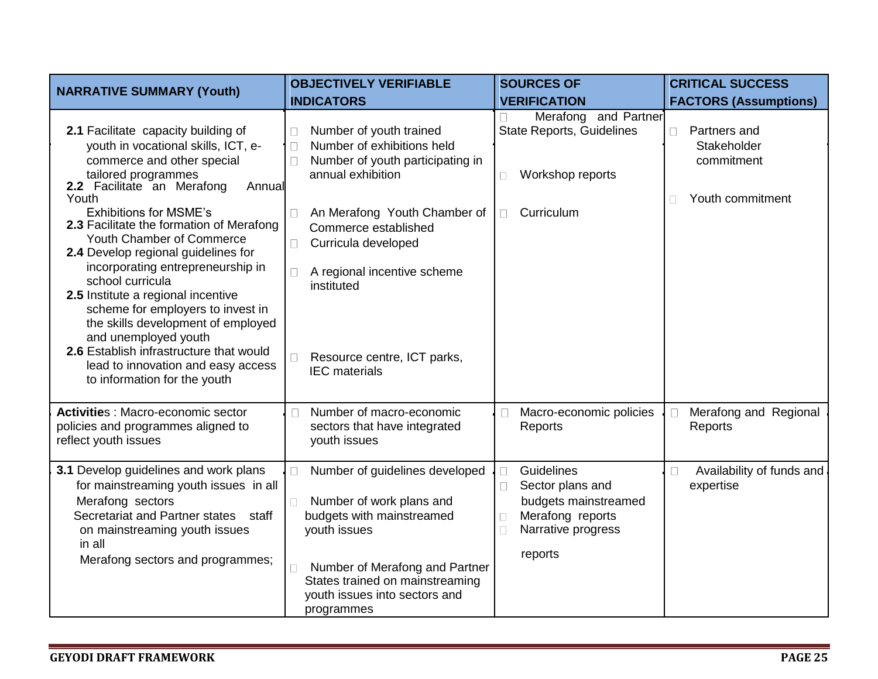| NARRATIVE SUMMARY (Youth) | OBJECTIVELY VERIFIABLE INDICATORS | SOURCES OF VERIFICATION | CRITICAL SUCCESS FACTORS (Assumptions) |
|---|---|---|---|
| **2.1** Facilitate capacity building of youth in vocational skills, ICT, e-commerce and other special tailored programmes<br>**2.2** Facilitate an Merafong Annual Youth Exhibitions for MSME's<br>**2.3** Facilitate the formation of Merafong Youth Chamber of Commerce<br>**2.4** Develop regional guidelines for incorporating entrepreneurship in school curricula<br>**2.5** Institute a regional incentive scheme for employers to invest in the skills development of employed and unemployed youth<br>**2.6** Establish infrastructure that would lead to innovation and easy access to information for the youth | - Number of youth trained<br>- Number of exhibitions held<br>- Number of youth participating in annual exhibition<br>- An Merafong Youth Chamber of Commerce established<br>- Curricula developed<br>- A regional incentive scheme instituted<br>- Resource centre, ICT parks, IEC materials | - Merafong and Partner State Reports, Guidelines<br>- Workshop reports<br>- Curriculum | - Partners and Stakeholder commitment<br>- Youth commitment |
| **Activities** : Macro-economic sector policies and programmes aligned to reflect youth issues | - Number of macro-economic sectors that have integrated youth issues | - Macro-economic policies Reports | - Merafong and Regional Reports |
| **3.1** Develop guidelines and work plans for mainstreaming youth issues in all Merafong sectors<br>Secretariat and Partner states staff on mainstreaming youth issues in all Merafong sectors and programmes; | - Number of guidelines developed<br>- Number of work plans and budgets with mainstreamed youth issues<br>- Number of Merafong and Partner States trained on mainstreaming youth issues into sectors and programmes | - Guidelines<br>- Sector plans and budgets mainstreamed<br>- Merafong reports<br>- Narrative progress reports | - Availability of funds and expertise |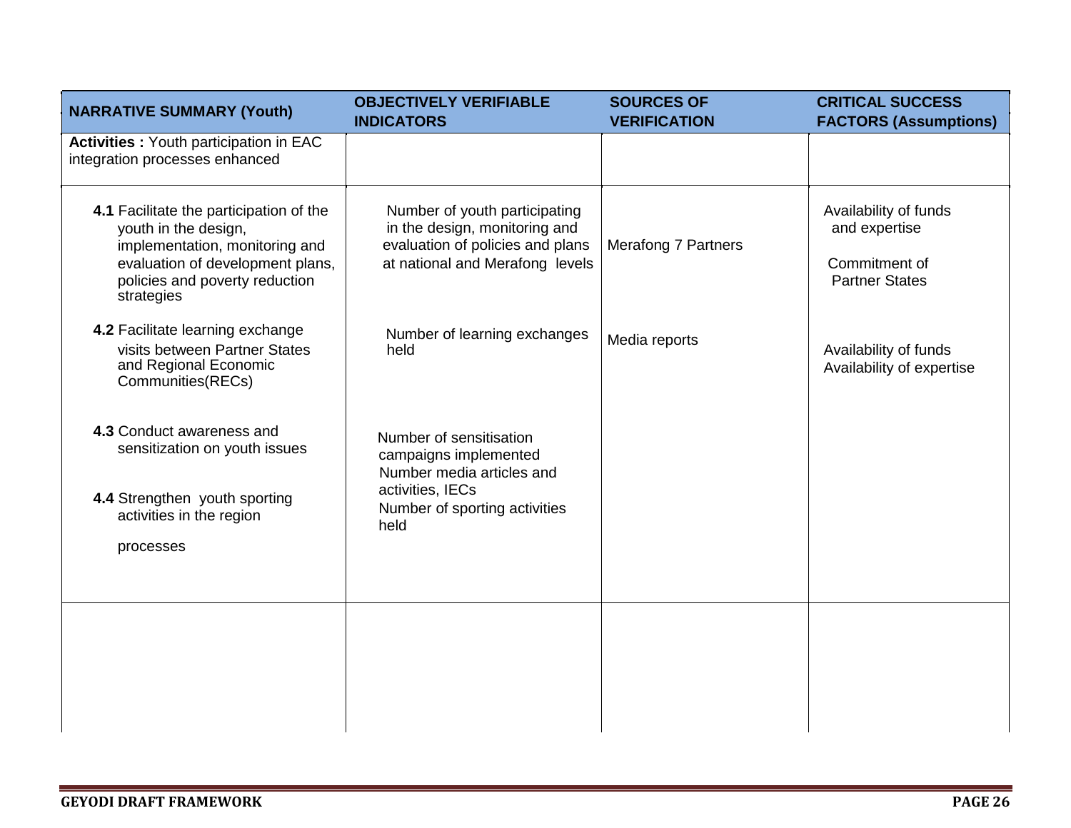| NARRATIVE SUMMARY (Youth) | OBJECTIVELY VERIFIABLE INDICATORS | SOURCES OF VERIFICATION | CRITICAL SUCCESS FACTORS (Assumptions) |
| --- | --- | --- | --- |
| **Activities :** Youth participation in EAC integration processes enhanced | | | |
| **4.1** Facilitate the participation of the youth in the design, implementation, monitoring and evaluation of development plans, policies and poverty reduction strategies | Number of youth participating in the design, monitoring and evaluation of policies and plans at national and Merafong levels | Merafong 7 Partners | Availability of funds and expertise<br><br>Commitment of Partner States |
| **4.2** Facilitate learning exchange visits between Partner States and Regional Economic Communities(RECs) | Number of learning exchanges held | Media reports | Availability of funds<br>Availability of expertise |
| **4.3** Conduct awareness and sensitization on youth issues | Number of sensitisation campaigns implemented<br>Number media articles and activities, IECs | | |
| **4.4** Strengthen youth sporting activities in the region<br><br>processes | Number of sporting activities held | | |
| | | | |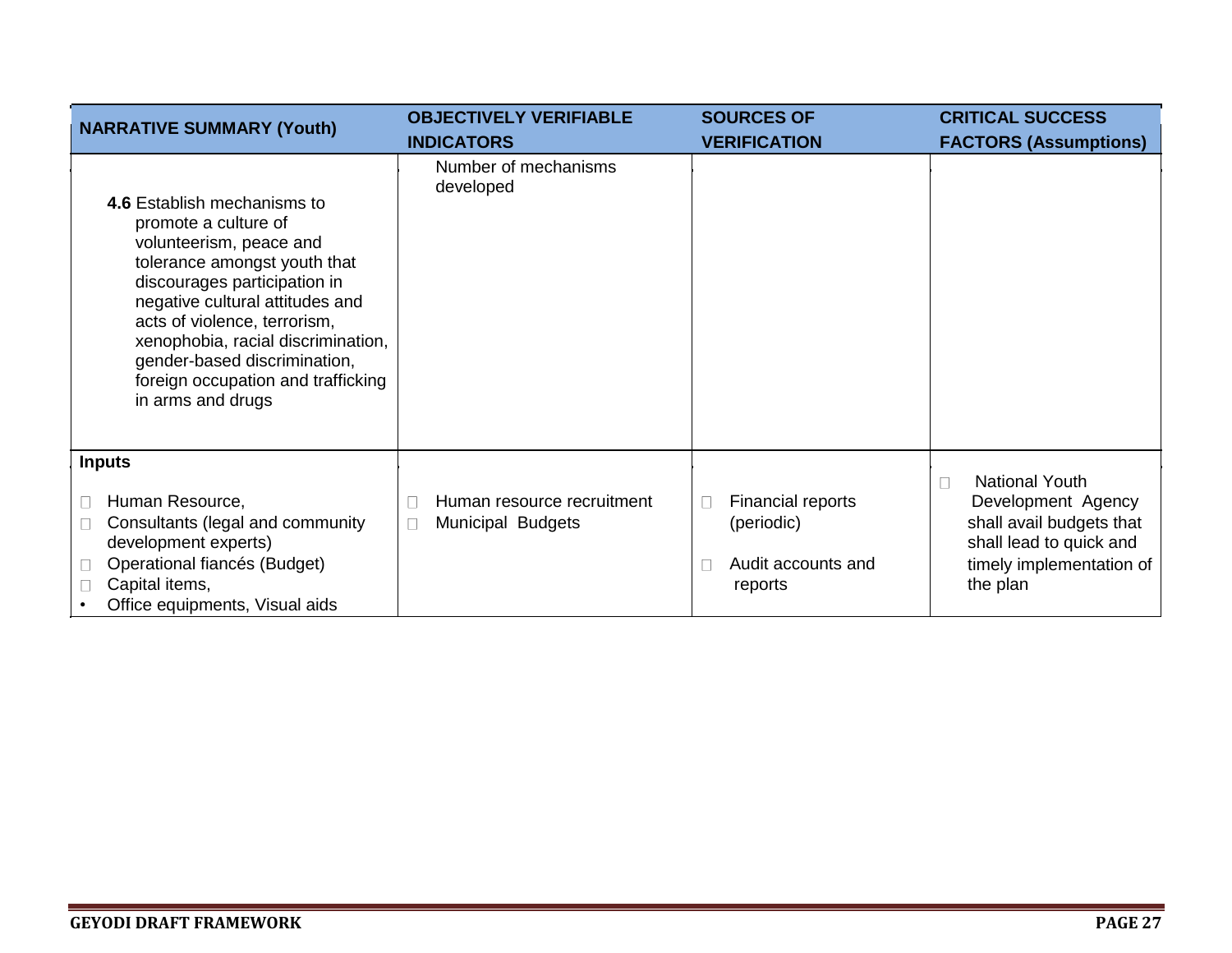| NARRATIVE SUMMARY (Youth) | OBJECTIVELY VERIFIABLE INDICATORS | SOURCES OF VERIFICATION | CRITICAL SUCCESS FACTORS (Assumptions) |
|---|---|---|---|
| **4.6** Establish mechanisms to promote a culture of volunteerism, peace and tolerance amongst youth that discourages participation in negative cultural attitudes and acts of violence, terrorism, xenophobia, racial discrimination, gender-based discrimination, foreign occupation and trafficking in arms and drugs | Number of mechanisms developed | | |
| **Inputs**<br>- Human Resource,<br>- Consultants (legal and community development experts)<br>- Operational fiancés (Budget)<br>- Capital items,<br>- Office equipments, Visual aids | - Human resource recruitment<br>- Municipal Budgets | - Financial reports (periodic)<br>- Audit accounts and reports | - National Youth Development Agency shall avail budgets that shall lead to quick and timely implementation of the plan |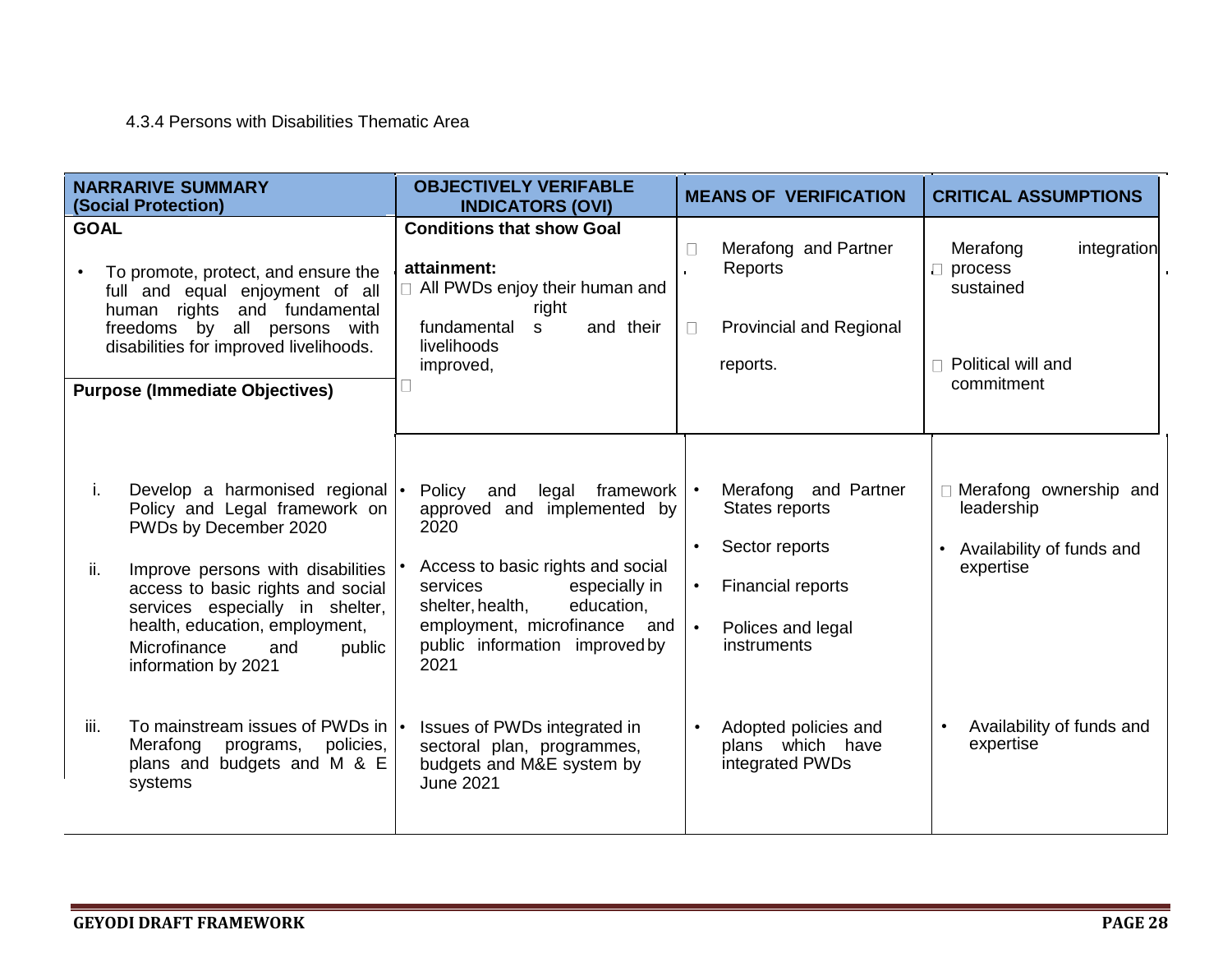4.3.4 Persons with Disabilities Thematic Area

| NARRARIVE SUMMARY (Social Protection) | OBJECTIVELY VERIFABLE INDICATORS (OVI) | MEANS OF VERIFICATION | CRITICAL ASSUMPTIONS |
|---|---|---|---|
| **GOAL**<br>• To promote, protect, and ensure the full and equal enjoyment of all human rights and fundamental freedoms by all persons with disabilities for improved livelihoods. | **Conditions that show Goal attainment:**<br>• All PWDs enjoy their human and fundamental rights and their livelihoods improved, | • Merafong and Partner Reports<br>• Provincial and Regional reports. | • Merafong integration process sustained<br>• Political will and commitment |
| **Purpose (Immediate Objectives)** | | | |
| i. Develop a harmonised regional Policy and Legal framework on PWDs by December 2020 | • Policy and legal framework approved and implemented by 2020 | • Merafong and Partner States reports<br>• Sector reports<br>• Financial reports<br>• Polices and legal instruments | • Merafong ownership and leadership<br>• Availability of funds and expertise |
| ii. Improve persons with disabilities access to basic rights and social services especially in shelter, health, education, employment, Microfinance and public information by 2021 | • Access to basic rights and social services especially in shelter, health, education, employment, microfinance and public information improved by 2021 | | |
| iii. To mainstream issues of PWDs in Merafong programs, policies, plans and budgets and M & E systems | • Issues of PWDs integrated in sectoral plan, programmes, budgets and M&E system by June 2021 | • Adopted policies and plans which have integrated PWDs | • Availability of funds and expertise |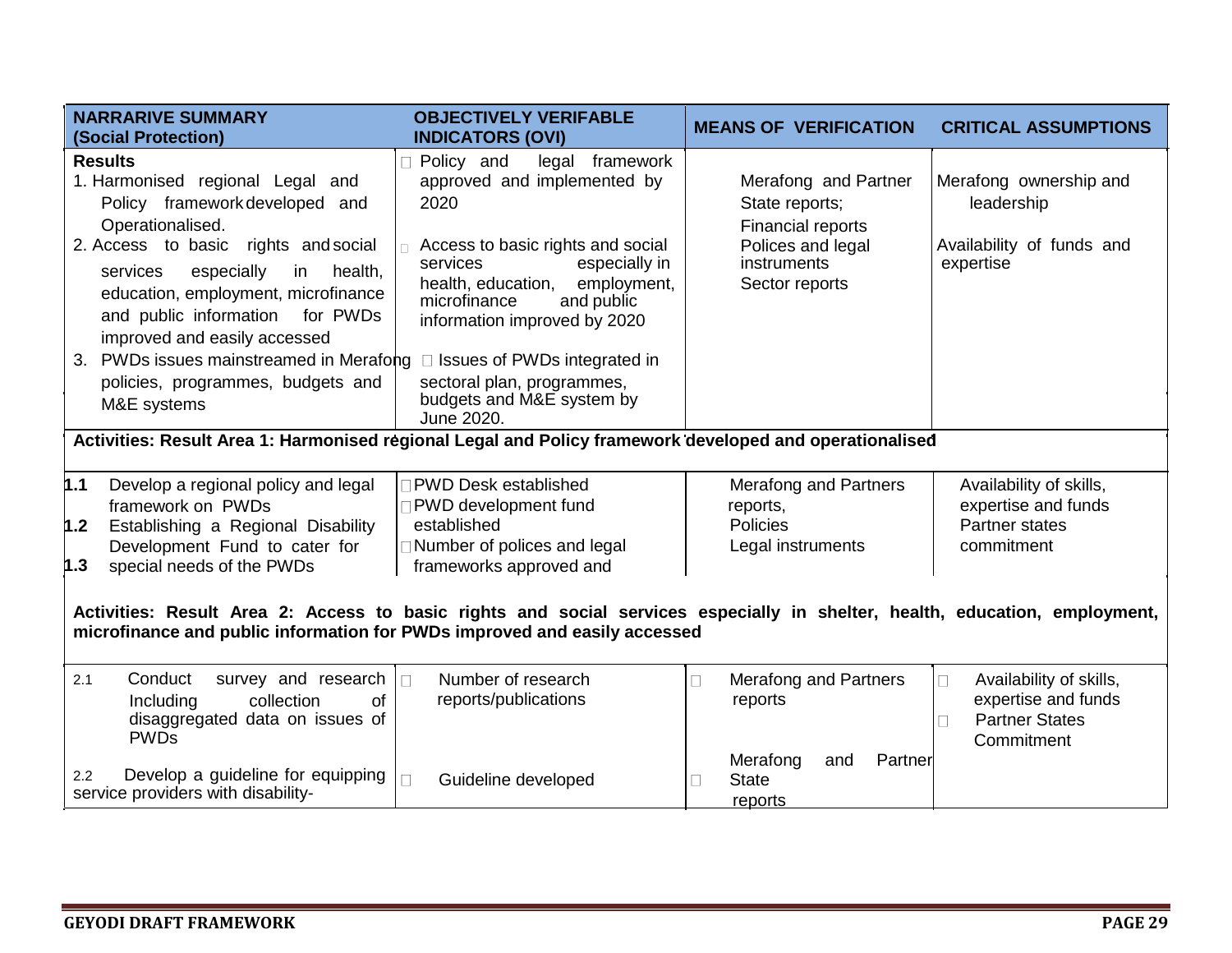| NARRARIVE SUMMARY (Social Protection) | OBJECTIVELY VERIFABLE INDICATORS (OVI) | MEANS OF VERIFICATION | CRITICAL ASSUMPTIONS |
|---|---|---|---|
| **Results**<br>1. Harmonised regional Legal and Policy framework developed and Operationalised.<br>2. Access to basic rights and social services especially in health, education, employment, microfinance and public information for PWDs improved and easily accessed<br>3. PWDs issues mainstreamed in Merafong policies, programmes, budgets and M&E systems | Policy and legal framework approved and implemented by 2020<br><br>Access to basic rights and social services especially in health, education, employment, microfinance and public information improved by 2020<br><br>Issues of PWDs integrated in sectoral plan, programmes, budgets and M&E system by June 2020. | Merafong and Partner State reports;<br>Financial reports<br>Polices and legal instruments<br>Sector reports | Merafong ownership and leadership<br><br>Availability of funds and expertise |
| **Activities: Result Area 1: Harmonised regional Legal and Policy framework developed and operationalised** | | | |
| **1.1** Develop a regional policy and legal framework on PWDs<br>**1.2** Establishing a Regional Disability Development Fund to cater for<br>**1.3** special needs of the PWDs | PWD Desk established<br>PWD development fund established<br>Number of polices and legal frameworks approved and | Merafong and Partners reports,<br>Policies<br>Legal instruments | Availability of skills, expertise and funds<br>Partner states commitment |
| **Activities: Result Area 2: Access to basic rights and social services especially in shelter, health, education, employment, microfinance and public information for PWDs improved and easily accessed** | | | |
| 2.1 Conduct survey and research Including collection of disaggregated data on issues of PWDs<br><br>2.2 Develop a guideline for equipping service providers with disability- | Number of research reports/publications<br><br>Guideline developed | Merafong and Partners reports<br><br>Merafong and Partner State reports | Availability of skills, expertise and funds<br>Partner States Commitment |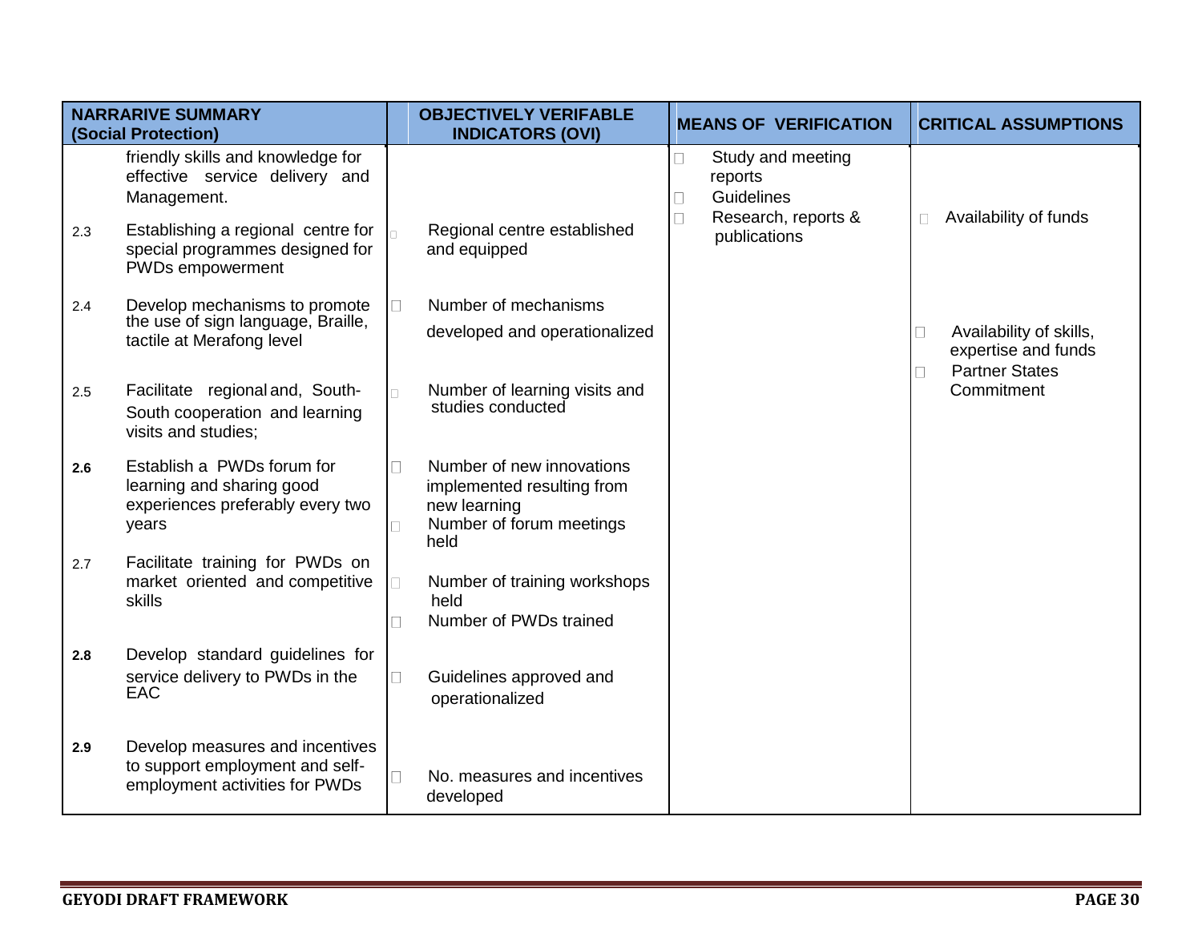| NARRARIVE SUMMARY (Social Protection) | | OBJECTIVELY VERIFABLE INDICATORS (OVI) | MEANS OF VERIFICATION | CRITICAL ASSUMPTIONS |
|---|---|---|---|---|
| | friendly skills and knowledge for effective service delivery and Management. | | Study and meeting reports<br>Guidelines<br>Research, reports & publications | |
| 2.3 | Establishing a regional centre for special programmes designed for PWDs empowerment | Regional centre established and equipped | | Availability of funds |
| 2.4 | Develop mechanisms to promote the use of sign language, Braille, tactile at Merafong level | Number of mechanisms developed and operationalized | | Availability of skills, expertise and funds<br>Partner States Commitment |
| 2.5 | Facilitate regional and, South-South cooperation and learning visits and studies; | Number of learning visits and studies conducted | | |
| **2.6** | Establish a PWDs forum for learning and sharing good experiences preferably every two years | Number of new innovations implemented resulting from new learning<br>Number of forum meetings held | | |
| 2.7 | Facilitate training for PWDs on market oriented and competitive skills | Number of training workshops held<br>Number of PWDs trained | | |
| **2.8** | Develop standard guidelines for service delivery to PWDs in the EAC | Guidelines approved and operationalized | | |
| **2.9** | Develop measures and incentives to support employment and self-employment activities for PWDs | No. measures and incentives developed | | |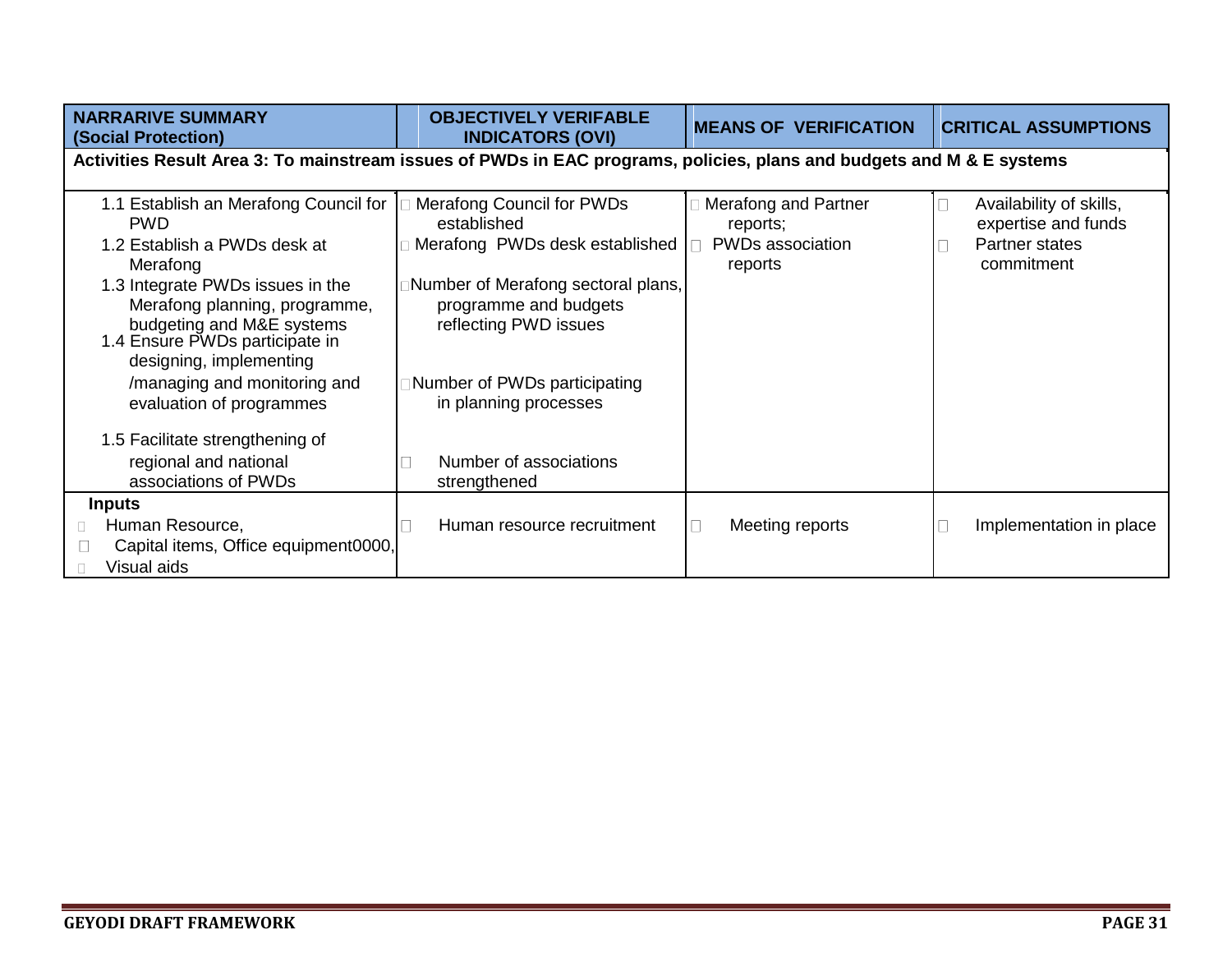| NARRARIVE SUMMARY (Social Protection) | OBJECTIVELY VERIFABLE INDICATORS (OVI) | MEANS OF VERIFICATION | CRITICAL ASSUMPTIONS |
|---|---|---|---|
| **Activities Result Area 3: To mainstream issues of PWDs in EAC programs, policies, plans and budgets and M & E systems** | | | |
| 1.1 Establish an Merafong Council for PWD<br>1.2 Establish a PWDs desk at Merafong<br>1.3 Integrate PWDs issues in the Merafong planning, programme, budgeting and M&E systems<br>1.4 Ensure PWDs participate in designing, implementing /managing and monitoring and evaluation of programmes<br>1.5 Facilitate strengthening of regional and national associations of PWDs | Merafong Council for PWDs established<br>Merafong PWDs desk established<br>Number of Merafong sectoral plans, programme and budgets reflecting PWD issues<br>Number of PWDs participating in planning processes<br>Number of associations strengthened | Merafong and Partner reports;<br>PWDs association reports | Availability of skills, expertise and funds<br>Partner states commitment |
| **Inputs**<br>Human Resource,<br>Capital items, Office equipment0000,<br>Visual aids | Human resource recruitment | Meeting reports | Implementation in place |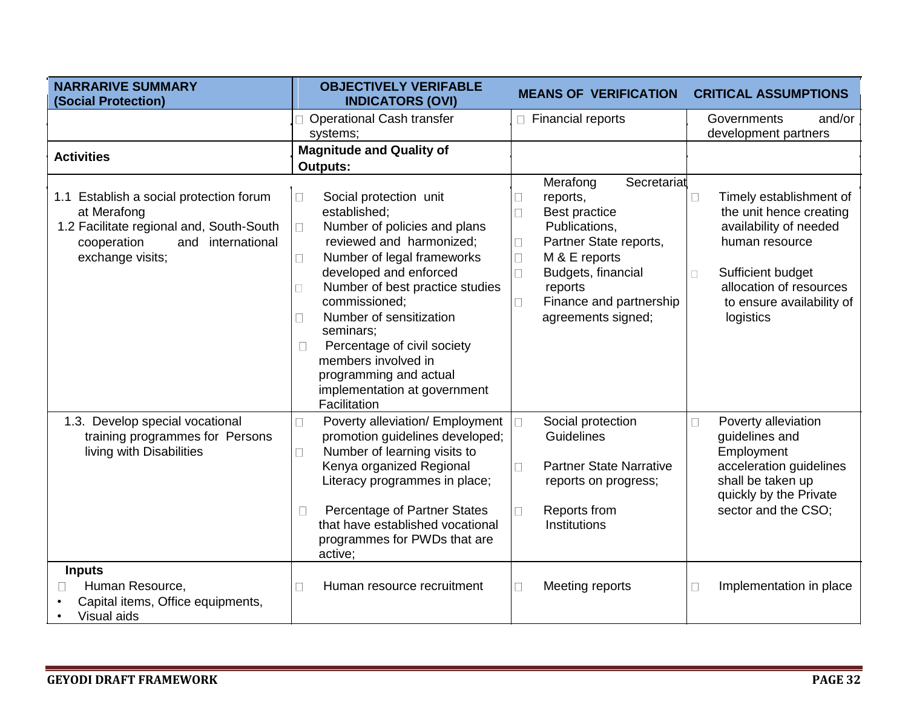| NARRARIVE SUMMARY (Social Protection) | OBJECTIVELY VERIFABLE INDICATORS (OVI) | MEANS OF VERIFICATION | CRITICAL ASSUMPTIONS |
|---|---|---|---|
| | Operational Cash transfer systems; | Financial reports | Governments and/or development partners |
| **Activities** | **Magnitude and Quality of Outputs:** | | |
| 1.1 Establish a social protection forum at Merafong<br>1.2 Facilitate regional and, South-South cooperation and international exchange visits; | Social protection unit established;<br>Number of policies and plans reviewed and harmonized;<br>Number of legal frameworks developed and enforced<br>Number of best practice studies commissioned;<br>Number of sensitization seminars;<br>Percentage of civil society members involved in programming and actual implementation at government Facilitation | Merafong Secretariat reports,<br>Best practice Publications,<br>Partner State reports,<br>M & E reports<br>Budgets, financial reports<br>Finance and partnership agreements signed; | Timely establishment of the unit hence creating availability of needed human resource<br>Sufficient budget allocation of resources to ensure availability of logistics |
| 1.3. Develop special vocational training programmes for Persons living with Disabilities | Poverty alleviation/ Employment promotion guidelines developed;<br>Number of learning visits to Kenya organized Regional Literacy programmes in place;<br>Percentage of Partner States that have established vocational programmes for PWDs that are active; | Social protection Guidelines<br>Partner State Narrative reports on progress;<br>Reports from Institutions | Poverty alleviation guidelines and Employment acceleration guidelines shall be taken up quickly by the Private sector and the CSO; |
| **Inputs**<br>Human Resource,<br>• Capital items, Office equipments,<br>• Visual aids | Human resource recruitment | Meeting reports | Implementation in place |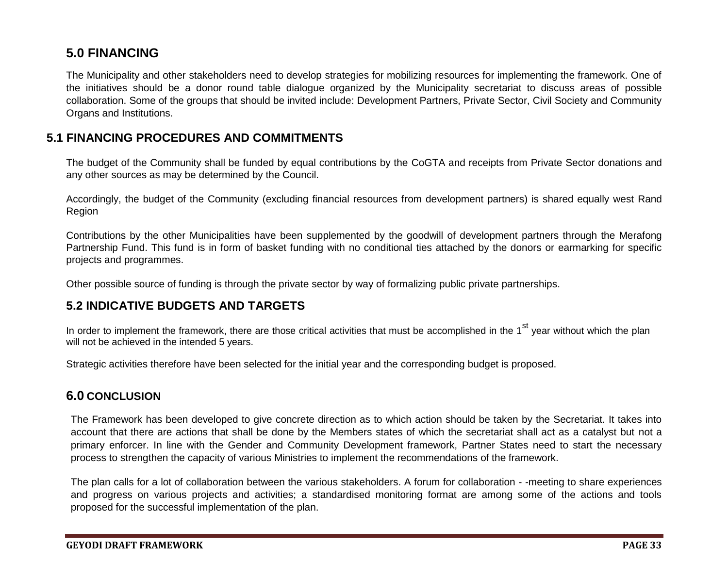## 5.0 FINANCING

The Municipality and other stakeholders need to develop strategies for mobilizing resources for implementing the framework. One of the initiatives should be a donor round table dialogue organized by the Municipality secretariat to discuss areas of possible collaboration. Some of the groups that should be invited include: Development Partners, Private Sector, Civil Society and Community Organs and Institutions.

## 5.1 FINANCING PROCEDURES AND COMMITMENTS

The budget of the Community shall be funded by equal contributions by the CoGTA and receipts from Private Sector donations and any other sources as may be determined by the Council.

Accordingly, the budget of the Community (excluding financial resources from development partners) is shared equally west Rand Region

Contributions by the other Municipalities have been supplemented by the goodwill of development partners through the Merafong Partnership Fund. This fund is in form of basket funding with no conditional ties attached by the donors or earmarking for specific projects and programmes.

Other possible source of funding is through the private sector by way of formalizing public private partnerships.

## 5.2 INDICATIVE BUDGETS AND TARGETS

In order to implement the framework, there are those critical activities that must be accomplished in the 1st year without which the plan will not be achieved in the intended 5 years.

Strategic activities therefore have been selected for the initial year and the corresponding budget is proposed.

## 6.0 CONCLUSION

The Framework has been developed to give concrete direction as to which action should be taken by the Secretariat. It takes into account that there are actions that shall be done by the Members states of which the secretariat shall act as a catalyst but not a primary enforcer. In line with the Gender and Community Development framework, Partner States need to start the necessary process to strengthen the capacity of various Ministries to implement the recommendations of the framework.

The plan calls for a lot of collaboration between the various stakeholders. A forum for collaboration - -meeting to share experiences and progress on various projects and activities; a standardised monitoring format are among some of the actions and tools proposed for the successful implementation of the plan.